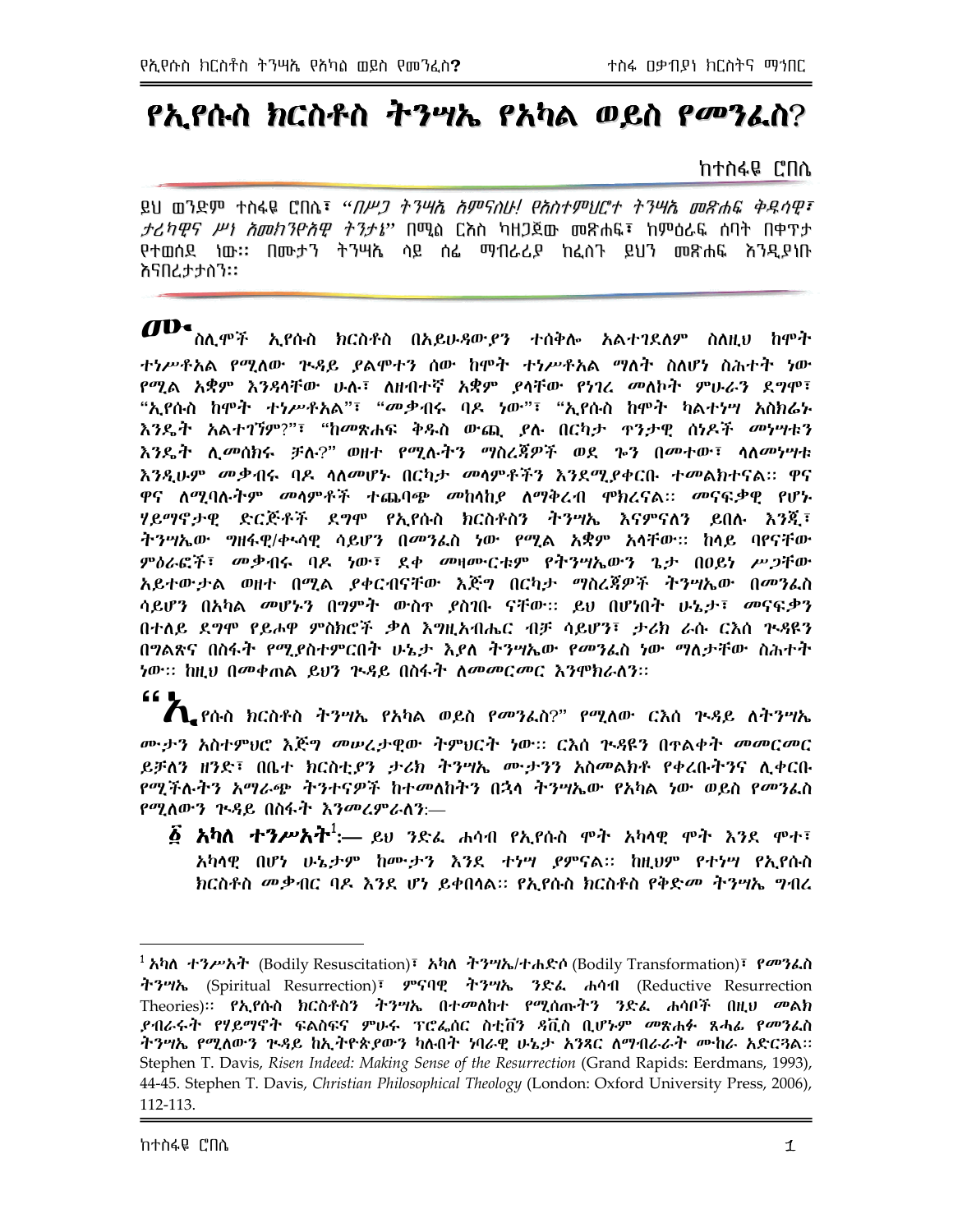# የኢየሱስ ክርስቶስ ትንሣኤ የአካል ወይስ የመንፈስ?

ከተስፋዬ ሮበሌ

ይህ ወንድም ተስፋዬ ሮበሌ፣ *"በሥጋ ትንሣኤ አምናለሁ! የአስተምህርተ ትንሣኤ መጽሐፍ ቅዱሳዊ፣ ታሪካዊና ሥነ አመክንዮአዊ ትንታኔ"* በሚል ርእስ ካዘጋጀው መጽሐፍ፣ ከምዕራፍ ሰባት በቀጥታ የተወሰደ ነው። በሙታን ትንሣኤ ሳይ ሰፊ ማብራሪያ ከፈለጉ ይህን መጽሐፍ እንዲያነቡ እናበረታታለን።

**ሙ**ስሊሞች ኢየሱስ ክርስቶስ በአይሁዳውያን ተሰቅሎ አልተገደለም ስለዚህ ከሞት ተነሥቶአል የሚለው ጒዳይ ያልሞተን ሰው ከሞት ተነሥቶአል ማለት ስለሆነ ስሕተት ነው የሚል አቋም እንዳላቸው ሁሉ፣ ለዘብተኛ አቋም ያላቸው የነገረ መለኮት ምሁራን ደግሞ፣ "ኢየሱስ ከሞት ተነሥቶአል"፣ "መቃብሩ ባዶ ነው"፣ "ኢየሱስ ከሞት ካልተነሣ አስክሬኑ እንዴት አልተገኘም?"፣ "ከመጽሐፍ ቅዱስ ውጪ ያሉ በርካታ ጥንታዊ ሰነዶች መነሣቱን እንዴት ሊመሰክሩ ቻሉ?" ወዘተ የሚሉትን ማስረጃዎች ወደ ጐን በመተው፣ ሳለመነሣቱ እንዲሁም መቃብሩ ባዶ ሳለመሆኑ በርካታ መላምቶችን እንደሚያቀርቡ ተመልክተናል። ዋና ዋና ለሚባሉትም መላምቶች ተጨባጭ መከላከያ ለማቅረብ ሞክረናል። መናፍቃዊ የሆኑ ሃይማኖታዊ ድርጅቶች ደግሞ የኢየሱስ ክርስቶስን ትንሣኤ እናምናለን ይበሉ እንጂ፣ ትንሣኤው ግዘፋዊ/ቊሳዊ ሳይሆን በመንፈስ ነው የሚል አቋም አላቸው። ከላይ ባየናቸው ምዕራፎች፣ መቃብሩ ባዶ ነው፣ ደቀ መዛሙርቱም የትንሣኤውን ጌታ በዐይን ሥጋቸው አይተውታል ወዘተ በሚል ያቀረብናቸው እጅግ በርካታ ማስረጃዎች ትንሣኤው በመንፈስ ሳይሆን በአካል መሆኑን በግምት ውስጥ ያስገቡ ናቸው። ይህ በሆነበት ሁኔታ፣ መናፍቃን በተለይ ደግሞ የይሖዋ ምስክሮች ቃለ እግዚአብሔር ብቻ ሳይሆን፣ ታሪክ ራሱ ርእሰ ጒዳዩን በግልጽና በስፋት የሚያስተምርበት ሁኔታ እያለ ትንሣኤው የመንፈስ ነው ማለታቸው ስሕተት ነው። ከዚህ በመቀጠል ይህን ጒዳይ በስፋት ለመመርመር እንሞክራለን።

"**የ**ኢየሱስ ክርስቶስ ትንሣኤ የአካል ወይስ የመንፈስ?" የሚለው ርእስ ጒዳይ ለትንሣኤ ሙታን አስተምህሮ እጅግ መሠረታዊው ትምህርት ነው። ርእሰ ጒዳዩን በጥልቀት መመርመር ይቻለን ዘንድ፣ በቤተ ክርስቲያን ታሪክ ትንሣኤ ሙታንን አስመልክቶ የቀረቡትንና ሊቀርቡ የሚችሉትን አማራጭ ትንተናዎች ከተመለከትን በኋላ ትንሣኤው የአካል ነው ወይስ የመንፈስ የሚለውን ጒዳይ በስፋት እንመረምራለን፦

፩ **አካለ ተንሥኦት**[1]:— ይህ ንድፈ ሐሳብ የኢየሱስ ሞት አካላዊ ሞት እንደ ሞተ፣ አካላዊ በሆነ ሁኔታም ከሙታን እንደ ተነሣ ያምናል። ከዚህም የተነሣ የኢየሱስ ክርስቶስ መቃብር ባዶ እንደ ሆነ ይቀበላል። የኢየሱስ ክርስቶስ የቅድመ ትንሣኤ ግብረ

---

[1] አካለ ተንሥኦት (Bodily Resuscitation)፣ አካለ ትንሣኤ/ተሐድሶ (Bodily Transformation)፣ የመንፈስ ትንሣኤ (Spiritual Resurrection)፣ ምናባዊ ትንሣኤ ንድፈ ሐሳብ (Reductive Resurrection Theories)። የኢየሱስ ክርስቶስን ትንሣኤ በተመለከተ የሚሰጡትን ንድፈ ሐሳቦች በዚህ መልክ ያብራሩት የሃይማኖት ፍልስፍና ምሁሩ ፕሮፌሰር ስቲቨን ዳቪስ ቢሆንም መጽሐፉ ጸሐፊ የመንፈስ ትንሣኤ የሚለውን ጒዳይ ከኢትዮጵያውን ካሉበት ነባራዊ ሁኔታ አንጻር ለማብራራት ሙከራ አድርጓል። Stephen T. Davis, *Risen Indeed: Making Sense of the Resurrection* (Grand Rapids: Eerdmans, 1993), 44-45. Stephen T. Davis, *Christian Philosophical Theology* (London: Oxford University Press, 2006), 112-113.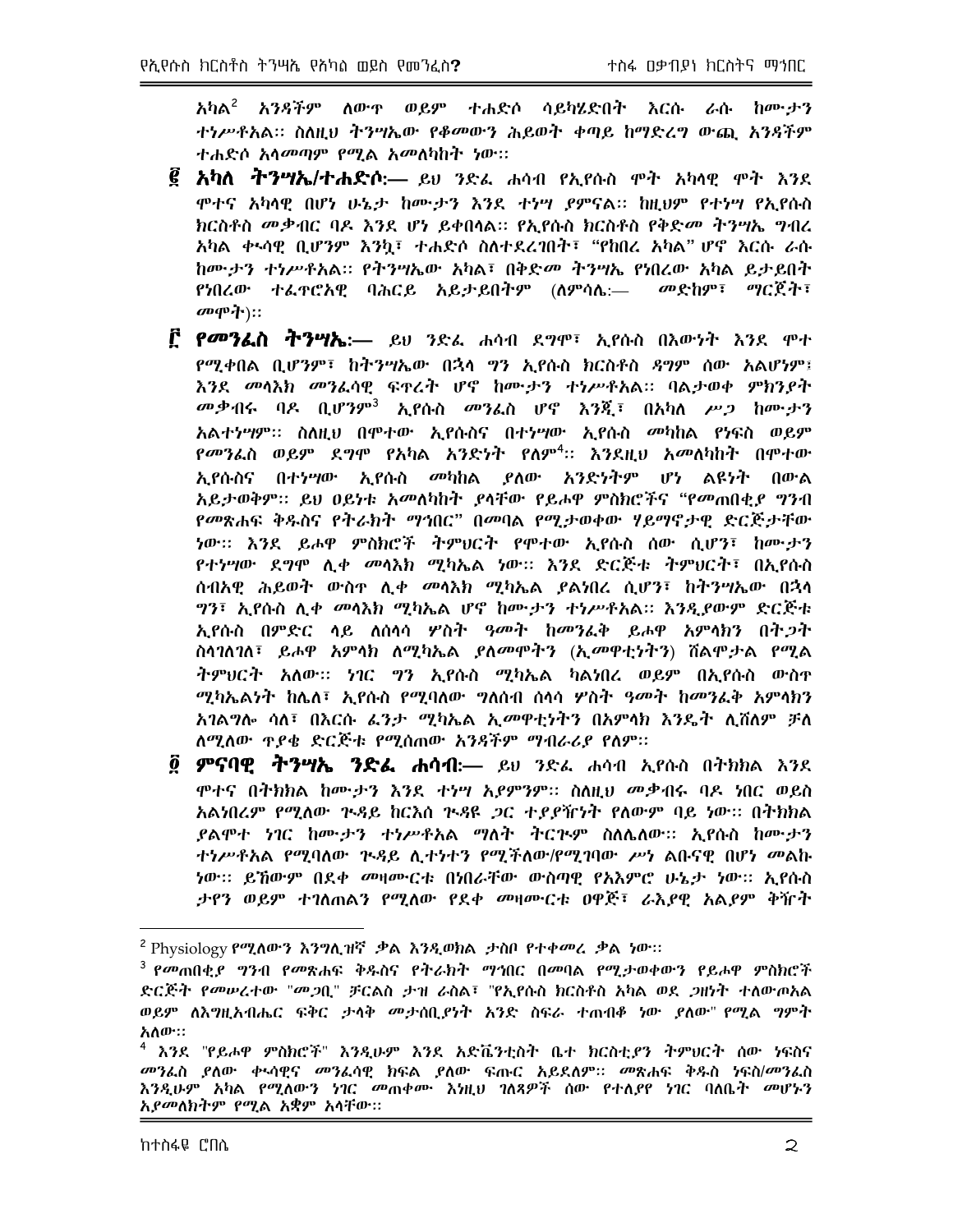አካል[2] አንዳችም ለውጥ ወይም ተሐድሶ ሳይካሄድበት እርሱ ራሱ ከሙታን ተነሥቶአል። ስለዚህ ትንሣኤው የቀመውን ሕይወት ቀጣይ ከማድረግ ውጪ አንዳችም ተሐድሶ አላመጣም የሚል አመለካከት ነው።

፪ **አካለ ትንሣኤ/ተሐድሶ:—** ይህ ንድፈ ሐሳብ የኢየሱስ ሞት አካላዊ ሞት እንደ ሞተና አካላዊ በሆነ ሁኔታ ከሙታን እንደ ተነሣ ያምናል። ከዚህም የተነሣ የኢየሱስ ክርስቶስ መቃብር ባዶ እንደ ሆነ ይቀበላል። የኢየሱስ ክርስቶስ የቅድመ ትንሣኤ ግብረ አካል ቍሳዊ ቢሆንም እንኳ፣ ተሐድሶ ስለተደረገበት፣ "የከበረ አካል" ሆኖ እርሱ ራሱ ከሙታን ተነሥቶአል። የትንሣኤው አካል፣ በቅድመ ትንሣኤ የነበረው አካል ይታይበት የነበረው ተፈጥሮአዊ ባሕርይ አይታይበትም (ለምሳሌ:— *መድከም፣ ማርጀት፣ መሞት*)።

፫ **የመንፈስ ትንሣኤ:—** ይህ ንድፈ ሐሳብ ደግሞ፣ ኢየሱስ በእውነት እንደ ሞተ የሚቀበል ቢሆንም፣ ከትንሣኤው በኋላ ግን ኢየሱስ ክርስቶስ ዳግም ሰው አልሆነም፤ እንደ መላእክ መንፈሳዊ ፍጥረት ሆኖ ከሙታን ተነሥቶአል። ባልታወቀ ምክንያት መቃብሩ ባዶ ቢሆንም[3] ኢየሱስ መንፈስ ሆኖ እንጂ፣ በአካለ ሥጋ ከሙታን አልተነሣም። ስለዚህ በሞተው ኢየሱስና በተነሣው ኢየሱስ መካከል የነፍስ ወይም የመንፈስ ወይም ደግሞ የአካል አንድነት የለም[4]። እንደዚህ አመለካከት በሞተው ኢየሱስና በተነሣው ኢየሱስ መካከል ያለው አንድነትም ሆነ ልዩነት በውል አይታወቅም። ይህ ዐይነቱ አመለካከት ያላቸው የይሖዋ ምስክሮችና "የመጠበቂያ ግንብ የመጽሐፍ ቅዱስና የትራክት ማኅበር" በመባል የሚታወቀው ሃይማኖታዊ ድርጅታቸው ነው። እንደ ይሖዋ ምስክሮች ትምህርት የሞተው ኢየሱስ ሰው ሲሆን፣ ከሙታን የተነሣው ደግሞ ሊቀ መላእክ ሚካኤል ነው። እንደ ድርጅቱ ትምህርት፣ በኢየሱስ ሰብአዊ ሕይወት ውስጥ ሊቀ መላእክ ሚካኤል ያልነበረ ሲሆን፣ ከትንሣኤው በኋላ ግን፣ ኢየሱስ ሊቀ መላእክ ሚካኤል ሆኖ ከሙታን ተነሥቶአል። እንዲያውም ድርጅቱ ኢየሱስ በምድር ላይ ለሰላሳ ሦስት ዓመት ከመንፈቅ ይሖዋ አምላክን በተጋት ስላገለገለ፣ ይሖዋ አምላክ ለሚካኤል ያለመሞትን (ኢመዋቲነትን) ሸልሞታል የሚል ትምህርት አለው። ነገር ግን ኢየሱስ ሚካኤል ካልነበረ ወይም በኢየሱስ ውስጥ ሚካኤልነት ከሌለ፣ ኢየሱስ የሚባለው ግለሰብ ሰላሳ ሦስት ዓመት ከመንፈቅ አምላክን አገልግሎ ሳለ፣ በእርሱ ፈንታ ሚካኤል ኢመዋቲነትን በአምላክ እንዴት ሊሸለም ቻለ ለሚለው ጥያቄ ድርጅቱ የሚሰጠው አንዳችም ማብራሪያ የለም።

፬ **ምናባዊ ትንሣኤ ንድፈ ሐሳብ:—** ይህ ንድፈ ሐሳብ ኢየሱስ በትክክል እንደ ሞተና በትክክል ከሙታን እንደ ተነሣ አያምንም። ስለዚህ መቃብሩ ባዶ ነበር ወይስ አልነበረም የሚለው ጉዳይ ከርእስ ጉዳዩ ጋር ተያያዥነት የለውም ባይ ነው። በትክክል ያልሞተ ነገር ከሙታን ተነሥቶአል ማለት ትርጒም ስለሌለው። ኢየሱስ ከሙታን ተነሥቶአል የሚባለው ጉዳይ ሊተነተን የሚችለው/የሚገባው ሥነ ልቡናዊ በሆነ መልኩ ነው። ይኸውም በደቀ መዛሙርቱ በነበራቸው ውስጣዊ የአእምሮ ሁኔታ ነው። ኢየሱስ ታየን ወይም ተገለጠልን የሚለው የደቀ መዛሙርቱ ዐዋጅ፣ ራእያዊ አልያም ቅዥት

---

[2] Physiology የሚለውን እንግሊዝኛ ቃል እንዲወክል ታስቦ የተቀመረ ቃል ነው።

[3] *የመጠበቂያ ግንብ የመጽሐፍ ቅዱስና የትራክት ማኅበር በመባል የሚታወቀውን የይሖዋ ምስክሮች ድርጅት የመሠረተው "መጋቢ" ቻርልስ ታዝ ራስል፣ "የኢየሱስ ክርስቶስ አካል ወደ ጋዝነት ተለውጦአል ወይም ለእግዚአብሔር ፍቅር ታላቅ መታሰቢያነት አንድ ስፍራ ተጠብቆ ነው ያለው" የሚል ግምት አለው።*

[4] እንደ "የይሖዋ ምስክሮች" እንዲሁም እንደ አድቬንቲስት ቤተ ክርስቲያን ትምህርት ሰው ነፍስና መንፈስ ያለው ቍሳዊና መንፈሳዊ ክፍል ያለው ፍጡር አይደለም። መጽሐፍ ቅዱስ ነፍስ/መንፈስ እንዲሁም አካል የሚለውን ነገር መጠቀሙ እነዚህ ገለጻዎች ሰው የተለያየ ነገር ባለቤት መሆኑን አያመለክትም የሚል አቋም አላቸው።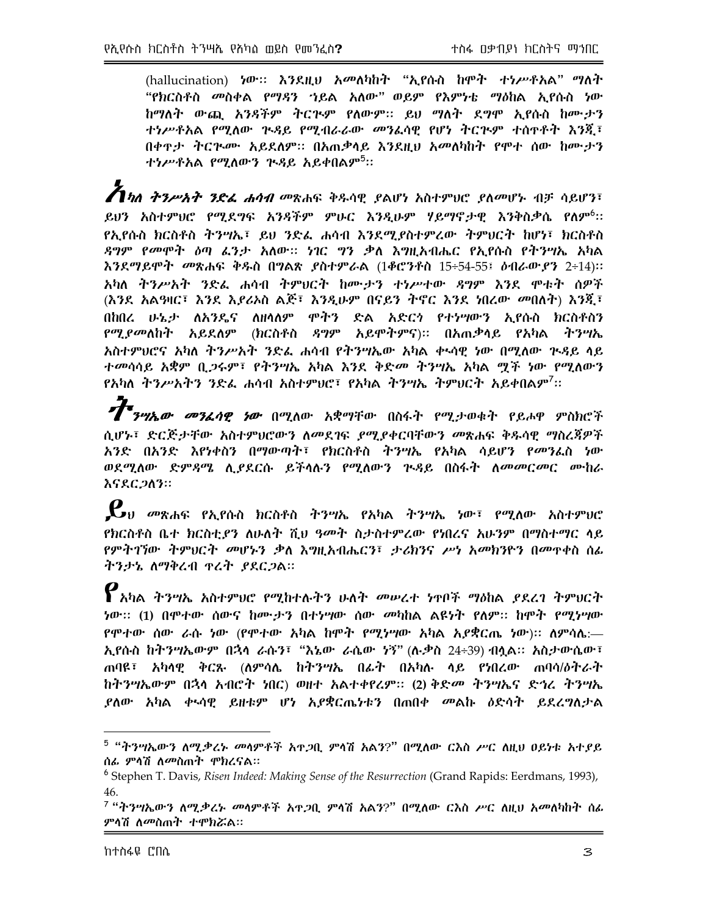(hallucination) ነው፡፡ እንደዚህ አመለካከት "ኢየሱስ ከሞት ተነሥቶአል" ማለት "የክርስቶስ መስቀል የማዳን ኀይል አለው" ወይም የእምነቱ ማዕከል ኢየሱስ ነው ከማለት ውጪ አንዳችም ትርጉም የለውም፡፡ ይህ ማለት ደግሞ ኢየሱስ ከሙታን ተነሥቶአል የሚለው ጉዳይ የሚብራራው መንፈሳዊ የሆነ ትርጉም ተሰጥቶት እንጂ፣ በቀጥታ ትርጉሙ አይደለም፡፡ በአጠቃላይ እንደዚህ አመለካከት የሞተ ሰው ከሙታን ተነሥቶአል የሚለውን ጉዳይ አይቀበልም[5]፡፡

***አካለ ትንሥኤት ንድፈ ሐሳብ*** መጽሐፍ ቅዱሳዊ ያልሆነ አስተምህሮ ያለመሆኑ ብቻ ሳይሆን፣ ይህን አስተምህሮ የሚደግፍ አንዳችም ምሁር እንዲሁም ሃይማኖታዊ እንቅስቃሴ የለም[6]፡፡ የኢየሱስ ክርስቶስ ትንሣኤ፣ ይህ ንድፈ ሐሳብ እንደሚያስተምረው ትምህርት ከሆነ፣ ክርስቶስ ዳግም የመሞት ዕጣ ፈንታ አለው፡፡ ነገር ግን ቃለ እግዚአብሔር የኢየሱስ የትንሣኤ አካል እንደማይሞት መጽሐፍ ቅዱስ በግልጽ ያስተምራል (1ቆሮንቶስ 15፥54-55፤ ዕብራውያን 2፥14)፡፡ አካለ ትንሥኤት ንድፈ ሐሳብ ትምህርት ከሙታን ተነሥተው ዳግም እንደ ሞቱት ሰዎች (እንደ አልዓዛር፣ እንደ እያሪኦስ ልጅ፣ እንዲሁም በናይን ትኖር እንደ ነበረው መበለት) እንጂ፣ በከበረ ሁኔታ ለአንዴና ለዘላለም ሞትን ድል አድርጎ የተነሣውን ኢየሱስ ክርስቶስን የሚያመለከት አይደለም (ክርስቶስ ዳግም አይሞትምና)፡፡ በአጠቃላይ የአካል ትንሣኤ አስተምህሮና አካለ ትንሥአት ንድፈ ሐሳብ የትንሣኤው አካል ቁሳዊ ነው በሚለው ጉዳይ ላይ ተመሳሳይ አቋም ቢጋሩም፣ የትንሣኤ አካል እንደ ቅድመ ትንሣኤ አካል ሟች ነው የሚለውን የአካለ ትንሥአትን ንድፈ ሐሳብ አስተምህሮ፣ የአካል ትንሣኤ ትምህርት አይቀበልም[7]፡፡

***ትንሣኤው መንፈሳዊ ነው*** በሚለው አቋማቸው በስፋት የሚታወቁት የይሖዋ ምስክሮች ሲሆኑ፣ ድርጅታቸው አስተምህሮውን ለመደገፍ ያሚያቀርባቸውን መጽሐፍ ቅዱሳዊ ማስረጃዎች አንድ በአንድ እየነቀስን በማውጣት፣ የክርስቶስ ትንሣኤ የአካል ሳይሆን የመንፈስ ነው ወደሚለው ድምዳሜ ሊያደርሱ ይችላሉን የሚለውን ጉዳይ በስፋት ለመመርመር ሙከራ እናደርጋለን፡፡

***ይ***ህ መጽሐፍ የኢየሱስ ክርስቶስ ትንሣኤ የአካል ትንሣኤ ነው፣ የሚለው አስተምህሮ የክርስቶስ ቤተ ክርስቲያን ለሁለት ሺህ ዓመት ስታስተምረው የነበረና አሁንም በማስተማር ላይ የምትገኘው ትምህርት መሆኑን ቃለ እግዚአብሔርን፣ ታሪክንና ሥነ አመክንዮን በመጥቀስ ሰፊ ትንታኔ ለማቅረብ ጥረት ያደርጋል፡፡

***የ***አካል ትንሣኤ አስተምህሮ የሚከተሉትን ሁለት መሠረተ ነጥቦች ማዕከል ያደረገ ትምህርት ነው፡፡ (1) በሞተው ሰውና ከሙታን በተነሣው ሰው መካከል ልዩነት የለም፡፡ ከሞት የሚነሣው የሞተው ሰው ራሱ ነው (የሞተው አካል ከሞት የሚነሣው አካል አያቋርጤ ነው)፡፡ ለምሳሌ:— ኢየሱስ ከትንሣኤውም በኋላ ራሱን፣ "እኤው ራሴው ነኝ" (ሉቃስ 24፥39) ብሏል፡፡ አስታውሴው፣ ጠባዩ፣ አካላዊ ቅርጹ (ለምሳሌ ከትንሣኤ በፊት በአካሉ ላይ የነበረው ጠባሳ/ዕትራት ከትንሣኤውም በኋላ አብሮት ነበር) ወዘተ አልተቀየረም፡፡ (2) ቅድመ ትንሣኤና ድኅረ ትንሣኤ ያለው አካል ቁሳዊ ይዘቱም ሆነ አያቋርጤነቱን በጠበቀ መልኩ ዕድሳት ይደረግለታል

---

[5] "ትንሣኤውን ለሚቃረኑ መላምቶች አጥጋቢ ምላሽ አለን?" በሚለው ርእስ ሥር ለዚህ ዐይነቱ አተያይ ሰፊ ምላሽ ለመስጠት ሞክረናል፡፡

[6] Stephen T. Davis, *Risen Indeed: Making Sense of the Resurrection* (Grand Rapids: Eerdmans, 1993), 46.

[7] "ትንሣኤውን ለሚቃረኑ መላምቶች አጥጋቢ ምላሽ አለን?" በሚለው ርእስ ሥር ለዚህ አመለካከት ሰፊ ምላሽ ለመስጠት ተሞክሯል፡፡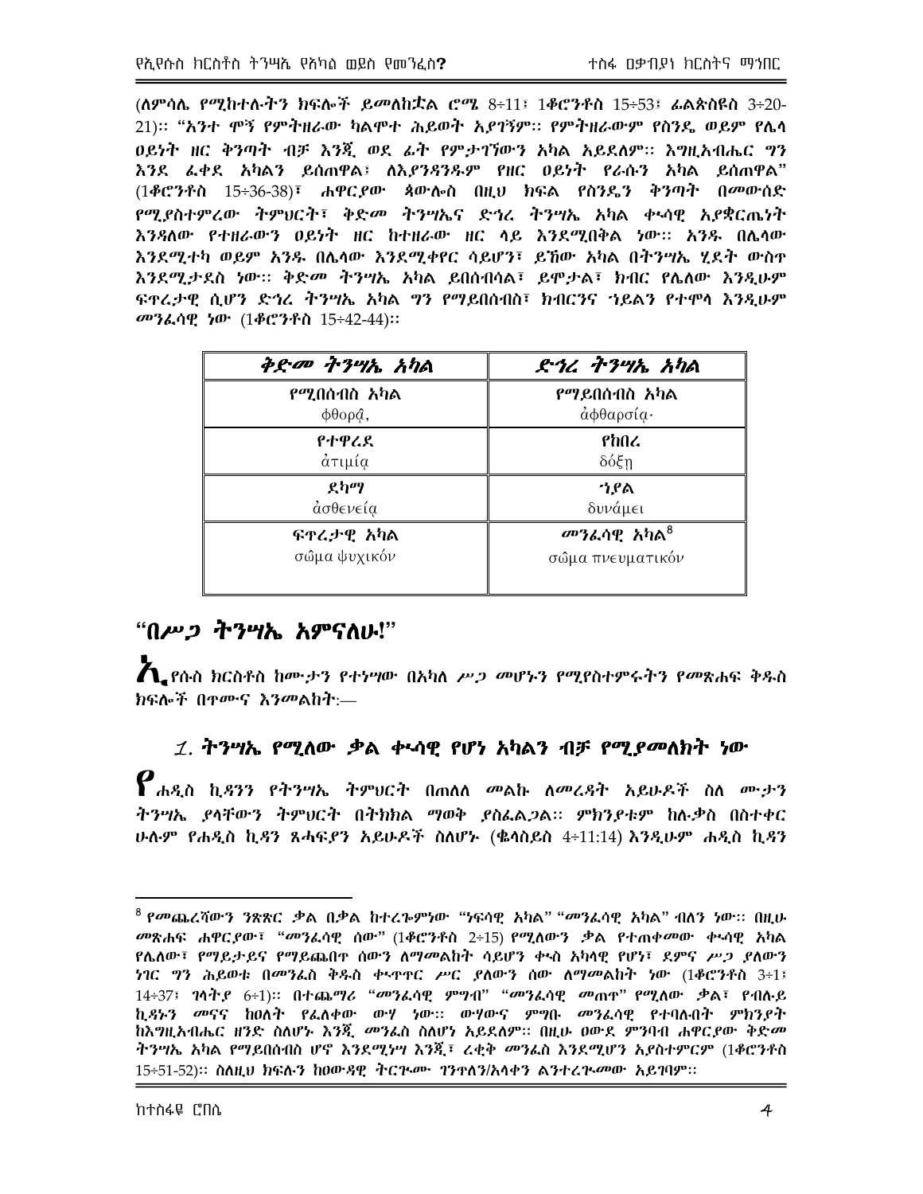(ለምሳሌ የሚከተሉትን ክፍሎች ይመለከቷል ሮሜ 8፥11፣ 1ቆሮንቶስ 15፥53፣ ፊልጵስዩስ 3፥20-21)። "አንተ ሞኝ የምትዘራው ካልሞተ ሕይወት አያገኝም። የምትዘራውም የስንዴ ወይም የሌላ ዐይነት ዘር ቅንጣት ብቻ እንጂ ወደ ፊት የምታገኘውን አካል አይደለም። እግዚአብሔር ግን እንደ ፈቀደ አካልን ይሰጠዋል፣ ለእያንዳንዱም የዘር ዐይነት የራሱን አካል ይሰጠዋል" (1ቆሮንቶስ 15፥36-38)፣ ሐዋርያው ጳውሎስ በዚህ ክፍል የስንዴን ቅንጣት በመውሰድ የሚያስተምረው ትምህርት፣ ቅድመ ትንሣኤና ድኅረ ትንሣኤ አካል ቁሳዊ አያቋርጤነት እንዳለው የተዘራውን ዐይነት ዘር ከተዘራው ዘር ላይ እንደሚበቅል ነው። አንዱ በሌላው እንደሚተካ ወይም አንዱ በሌላው እንደሚቀየር ሳይሆን፣ ይኸው አካል በትንሣኤ ሂደት ውስጥ እንደሚታደስ ነው። ቅድመ ትንሣኤ አካል ይበሰብሳል፣ ይሞታል፣ ክብር የሌለው እንዲሁም ፍጥረታዊ ሲሆን ድኅረ ትንሣኤ አካል ግን የማይበሰብስ፣ ክብርንና ኀይልን የተሞላ እንዲሁም መንፈሳዊ ነው (1ቆሮንቶስ 15፥42-44)።

| ቅድመ ትንሣኤ አካል | ድኅረ ትንሣኤ አካል |
|---|---|
| የሚበሰብስ አካል<br>φθορᾷ, | የማይበሰብስ አካል<br>ἀφθαρσίᾳ· |
| የተዋረደ<br>ἀτιμίᾳ | የከበረ<br>δόξῃ |
| ደካማ<br>ἀσθενείᾳ | ኀያል<br>δυνάμει |
| ፍጥረታዊ አካል<br>σῶμα ψυχικόν | መንፈሳዊ አካል[8]<br>σῶμα πνευματικόν |

## "በሥጋ ትንሣኤ አምናለሁ!"

**ኢ**የሱስ ክርስቶስ ከሙታን የተነሣው በአካለ ሥጋ መሆኑን የሚያስተምሩትን የመጽሐፍ ቅዱስ ክፍሎች በጥሙና እንመልከት:—

### *1.* ትንሣኤ የሚለው ቃል ቁሳዊ የሆነ አካልን ብቻ የሚያመለክት ነው

**የ**ሐዲስ ኪዳንን የትንሣኤ ትምህርት በጠለለ መልኩ ለመረዳት አይሁዶች ስለ ሙታን ትንሣኤ ያላቸውን ትምህርት በትክክል ማወቅ ያስፈልጋል። ምክንያቱም ከሉቃስ በስተቀር ሁሉም የሐዲስ ኪዳን ጸሓፍያን አይሁዶች ስለሆኑ (ቈላስይስ 4፥11:14) እንዲሁም ሐዲስ ኪዳን

---

[8] የመጨረሻውን ንጽጽር ቃል በቃል ከተረጐምነው "ነፍሳዊ አካል" "መንፈሳዊ አካል" ብለን ነው። በዚሁ መጽሐፍ ሐዋርያው፣ "መንፈሳዊ ሰው" (1ቆሮንቶስ 2፥15) የሚለውን ቃል የተጠቀመው ቁሳዊ አካል የሌለው፣ የማይታይና የማይጨበጥ ሰውን ለማመልከት ሳይሆን ቁሳ አካላዊ የሆነ፣ ደምና ሥጋ ያለውን ነገር ግን ሕይወቱ በመንፈስ ቅዱስ ቍጥጥር ሥር ያለውን ሰው ለማመልከት ነው (1ቆሮንቶስ 3፥1፣ 14፥37፣ ገላትያ 6፥1)። በተጨማሪ "መንፈሳዊ ምግብ" "መንፈሳዊ መጠጥ" የሚለው ቃል፣ የብሉይ ኪዳኑን መናና ከዐለት የፈለቀው ውሃ ነው። ውሃውና ምግቡ መንፈሳዊ የተባሉበት ምክንያት ከእግዚአብሔር ዘንድ ስለሆኑ እንጂ መንፈስ ስለሆነ አይደለም። በዚሁ ዐውደ ምንባብ ሐዋርያው ቅድመ ትንሣኤ አካል የማይበሰብስ ሆኖ እንደሚነሣ እንጂ፣ ረቂቅ መንፈስ እንደሚሆን አያስተምርም (1ቆሮንቶስ 15፥51-52)። ስለዚህ ክፍሉን ከዐውዳዊ ትርጕሙ ገንጥለን/አላቀን ልንተረጕመው አይገባም።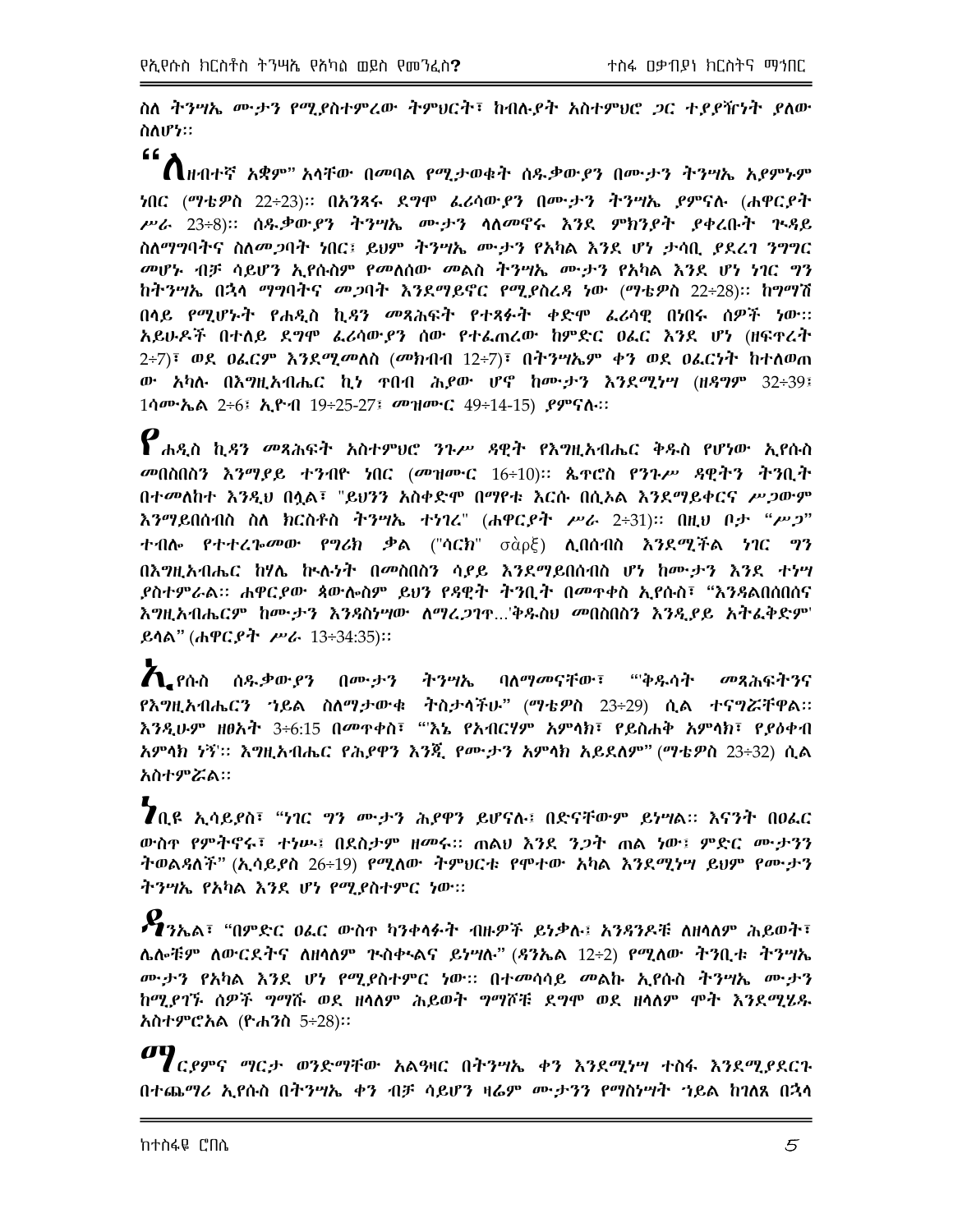ስለ ትንሣኤ ሙታን የሚያስተምረው ትምህርት፣ ከብሉያት አስተምህሮ ጋር ተያያዥነት ያለው ስለሆነ።

"ለዘብተኛ አቋም" አላቸው በመባል የሚታወቁት ሰዱቃውያን በሙታን ትንሣኤ አያምኑም ነበር (ማቴዎስ 22÷23)። በአንጻሩ ደግሞ ፈሪሳውያን በሙታን ትንሣኤ ያምናሉ (ሐዋርያት ሥራ 23÷8)። ሰዱቃውያን ትንሣኤ ሙታን ላለመኖሩ እንደ ምክንያት ያቀረቡት ጉዳይ ስለማግባትና ስለመጋባት ነበር፤ ይህም ትንሣኤ ሙታን የአካል እንደ ሆነ ታሳቢ ያደረገ ንግግር መሆኑ ብቻ ሳይሆን ኢየሱስም የመለሰው መልስ ትንሣኤ ሙታን የአካል እንደ ሆነ ነገር ግን ከትንሣኤ በኋላ ማግባትና መጋባት እንደማይኖር የሚያስረዳ ነው (ማቴዎስ 22÷28)። ከማግሽ በላይ የሚሆኑት የሐዲስ ኪዳን መጻሕፍት የተጻፉት ቀድሞ ፈሪሳዊ በነበሩ ሰዎች ነው። አይሁዶች በተለይ ደግሞ ፈሪሳውያን ሰው የተፈጠረው ከምድር ዐፈር እንደ ሆነ (ዘፍጥረት 2÷7)፣ ወደ ዐፈርም እንደሚመለስ (መክብብ 12÷7)፣ በትንሣኤም ቀን ወደ ዐፈርነት ከተለወጠ ው አካሉ በእግዚአብሔር ኪነ ጥበብ ሕያው ሆኖ ከሙታን እንደሚነሣ (ዘዳግም 32÷39፤ 1ሳሙኤል 2÷6፤ ኢዮብ 19÷25-27፤ መዝሙር 49÷14-15) ያምናሉ።

የሐዲስ ኪዳን መጻሕፍት አስተምህሮ ንጉሥ ዳዊት የእግዚአብሔር ቅዱስ የሆነው ኢየሱስ መበስበስን እንማያይ ተንብዮ ነበር (መዝሙር 16÷10)። ጴጥሮስ የንጉሥ ዳዊትን ትንቢት በተመለከተ እንዲህ በሏል፣ "ይህንን አስቀድሞ በማየቱ እርሱ በሲኦል እንደማይቀርና ሥጋውም እንማይበሰብስ ስለ ክርስቶስ ትንሣኤ ተነገረ" (ሐዋርያት ሥራ 2÷31)። በዚህ ቦታ "ሥጋ" ተብሎ የተተረጐመው የግሪክ ቃል ("ሳርክ" σὰρξ) ሊበሰብስ እንደሚችል ነገር ግን በእግዚአብሔር ከሃሌ ኵሉነት በመበስበስ ሳያይ እንደማይበሰብስ ሆነ ከሙታን እንደ ተነሣ ያስተምራል። ሐዋርያው ጳውሎስም ይህን የዳዊት ትንቢት በመጥቀስ ኢየሱስ፣ "እንዳልበሰበሰና እግዚአብሔርም ከሙታን እንዳስነሣው ለማረጋገጥ...'ቅዱስህ መበስበስን እንዲያይ አትፈቅድም' ይላል" (ሐዋርያት ሥራ 13÷34:35)።

ኢየሱስ ሰዱቃውያን በሙታን ትንሣኤ ባለማመናቸው፣ "'ቅዱሳት መጻሕፍትንና የእግዚአብሔርን ኀይል ስለማታውቁ ትስታላችሁ" (ማቴዎስ 23÷29) ሲል ተናግሯቸዋል። እንዲሁም ዘፀአት 3÷6:15 በመጥቀስ፣ "'እኔ የአብርሃም አምላክ፣ የይስሐቅ አምላክ፣ የያዕቀብ አምላክ ነኝ'። እግዚአብሔር የሕያዋን እንጂ የሙታን አምላክ አይደለም" (ማቴዎስ 23÷32) ሲል አስተምሯል።

ነቢዩ ኢሳይያስ፣ "ነገር ግን ሙታን ሕያዋን ይሆናሉ፤ በድናቸውም ይነሣል። እናንት በዐፈር ውስጥ የምትኖሩ፣ ተነሡ፤ በደስታም ዘመሩ። ጠልህ እንደ ንጋት ጠል ነው፤ ምድር ሙታንን ትወልዳለች" (ኢሳይያስ 26÷19) የሚለው ትምህርቱ የሞተው አካል እንደሚነሣ ይህም የሙታን ትንሣኤ የአካል እንደ ሆነ የሚያስተምር ነው።

ዳንኤል፣ "በምድር ዐፈር ውስጥ ካንቀላፉት ብዙዎች ይነቃሉ፤ አንዳንዶቹ ለዘላለም ሕይወት፣ ሌሎቹም ለውርደትና ለዘላለም ጉስቁልና ይነሣሉ" (ዳንኤል 12÷2) የሚለው ትንቢቱ ትንሣኤ ሙታን የአካል እንደ ሆነ የሚያስተምር ነው። በተመሳሳይ መልኩ ኢየሱስ ትንሣኤ ሙታን ከሚያገኙ ሰዎች ግማሹ ወደ ዘላለም ሕይወት ግማሾቹ ደግሞ ወደ ዘላለም ሞት እንደሚሄዱ አስተምሮአል (ዮሐንስ 5÷28)።

ማርያምና ማርታ ወንድማቸው አልዓዛር በትንሣኤ ቀን እንደሚነሣ ተስፋ እንደሚያደርጉ በተጨማሪ ኢየሱስ በትንሣኤ ቀን ብቻ ሳይሆን ዛሬም ሙታንን የማስነሣት ኀይል ከገለጸ በኋላ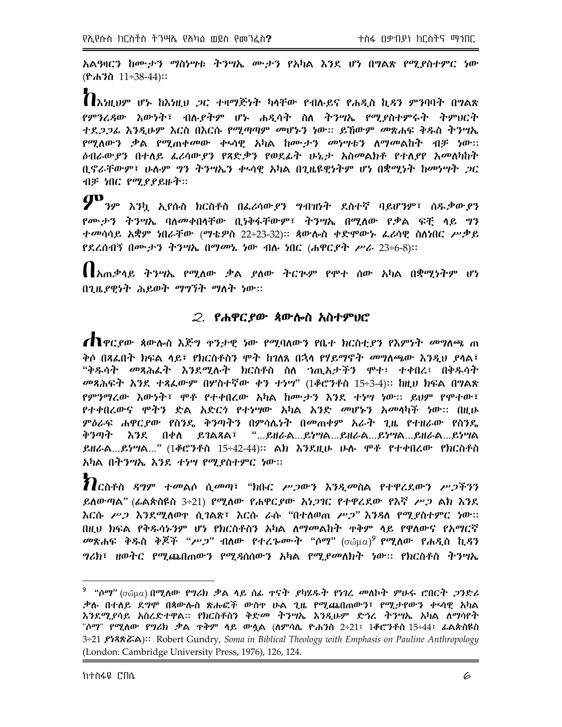አልዓዛርን ከሙታን ማስነሣቱ ትንሣኤ ሙታን የአካል እንደ ሆነ በግልጽ የሚያስተምር ነው (ዮሐንስ 11÷38-44)።

ከእነዚህም ሆኑ ከእነዚህ ጋር ተዛማጅነት ካላቸው የብሉይና የሐዲስ ኪዳን ምንባባት በግልጽ የምንረዳው እውነት፣ ብሉያትም ሆኑ ሐዲሳት ስለ ትንሣኤ የሚያስተምሩት ትምህርት ተደጋጋፊ እንዲሁም እርስ በእርሱ የሚጣጣም መሆኑን ነው። ይኸውም መጽሐፍ ቅዱስ ትንሣኤ የሚለውን ቃል የሚጠቀመው ቁሳዊ አካል ከሙታን መነሣቱን ለማመልከት ብቻ ነው። ዕብራውያን በተለይ ፈሪሳውያን የጻድቃን የወደፊት ሁኔታ አስመልክቶ የተለያየ አመለካከት ቢኖራቸውም፣ ሁሉም ግን ትንሣኤን ቁሳዊ አካል በጊዜዩዊነትም ሆነ በቋሚነት ከመነሣት ጋር ብቻ ነበር የሚያያይዙት።

ምንም እንኳ ኢየሱስ ክርስቶስ በፈሪሳውያን ግብዝነት ደስተኛ ባይሆንም፣ ሰዱቃውያን የሙታን ትንሣኤ ባለመቀበላቸው ቢነቀፋቸውም፣ ትንሣኤ በሚለው የቃል ፍቺ ላይ ግን ተመሳሳይ አቋም ነበራቸው (ማቴዎስ 22÷23-32)። ጳውሎስ ቀድሞውኑ ፈሪሳዊ ስለነበር ሥቃይ የደረሰብኝ በሙታን ትንሣኤ በማመኔ ነው ብሎ ነበር (ሐዋርያት ሥራ 23÷6-8)።

በአጠቃላይ ትንሣኤ የሚለው ቃል ያለው ትርጉም የሞተ ሰው አካል በቋሚነትም ሆነ በጊዜያዊነት ሕይወት ማግኘት ማለት ነው።

## 2. የሐዋርያው ጳውሎስ አስተምህሮ

ሐዋርያው ጳውሎስ እጅግ ጥንታዊ ነው የሚባለውን የቤተ ክርስቲያን የእምነት መግለጫ ጠቅሶ በጻፈበት ክፍል ላይ፣ የክርስቶስን ሞት ከገለጸ በኋላ የሃይማኖት መግለጫው እንዲህ ያላል፣ "*ቅዱሳት መጻሕፍት እንደሚሉት ክርስቶስ ስለ ኀጢአታችን ሞተ፤ ተቀበረ፤ በቅዱሳት መጻሕፍት እንደ ተጻፈውም በሦስተኛው ቀን ተነሣ*" (1ቆሮንቶስ 15÷3-4)። ከዚህ ክፍል በግልጽ የምንማረው እውነት፣ ሞቶ የተቀበረው አካል ከሙታን እንደ ተነሣ ነው። ይህም የሞተው፣ የተቀበረውና ሞትን ድል አድርጎ የተነሣው አካል አንድ መሆኑን አመላካች ነው። በዚሁ ምዕራፍ ሐዋርያው የስንዴ ቅንጣትን በምሳሌነት በመጠቀም አራት ጊዜ የተዘራው የስንዴ ቅንጣት እንደ በቀለ ይገልጻል፣ "…ይዘራል…ይነሣል…ይዘራል…ይነሣል…ይዘራል…ይነሣል ይዘራል…ይነሣል…" (1ቆሮንቶስ 15÷42-44)። ልክ እንደዚሁ ሁሉ ሞቶ የተቀበረው የክርስቶስ አካል በትንሣኤ እንደ ተነሣ የሚያስተምር ነው።

ክርስቶስ ዳግም ተመልሶ ሲመጣ፣ "ክቡር ሥጋውን እንዲመስል የተዋረደውን ሥጋችንን ይለውጣል" (ፊልጵስዩስ 3÷21) የሚለው የሐዋርያው አነጋገር የተዋረደው የእኛ ሥጋ ልክ እንደ እርሱ ሥጋ እንደሚለወጥ ሲገልጽ፣ እርሱ ራሱ "በተለወጠ ሥጋ" እንዳለ የሚያስተምር ነው። በዚህ ክፍል የቅዱሳኑንም ሆነ የክርስቶስን አካል ለማመልከት ጥቅም ላይ የዋለውና የአማርኛ መጽሐፍ ቅዱስ ቅጆች "ሥጋ" ብለው የተረጐሙት "ሶማ" (σῶμα)[9] የሚለው የሐዲስ ኪዳን ግሪክ፣ ዘወትር የሚጨበጠውን የሚዳሰሰውን አካል የሚያመለክት ነው። የክርስቶስ ትንሣኤ

---

[9] "ሶማ" (σῶμα) በሚለው የግሪክ ቃል ላይ ሰፊ ጥናት ያካሄዱት የነገረ መለኮት ምሁሩ ሮበርት ጋንድሪ ቃሉ በተለይ ደግሞ በጳውሎስ ጽሑፎች ውስጥ ሁል ጊዜ የሚጨበጠውን፣ የሚታየውን ቁሳዊ አካል እንደሚያሳይ አስረድተዋል። የክርስቶስን ቅድመ ትንሣኤ እንዲሁም ድኅረ ትንሣኤ አካል ለማሳየት "ሶማ" የሚለው የግሪክ ቃል ጥቅም ላይ ውሏል (ለምሳሌ ዮሐንስ 2÷21፤ 1ቆሮንቶስ 15÷44፤ ፊልጵስዩስ 3÷21 *ያነጻጽሯል*)። Robert Gundry, *Soma in Biblical Theology with Emphasis on Pauline Anthropology* (London: Cambridge University Press, 1976), 126, 124.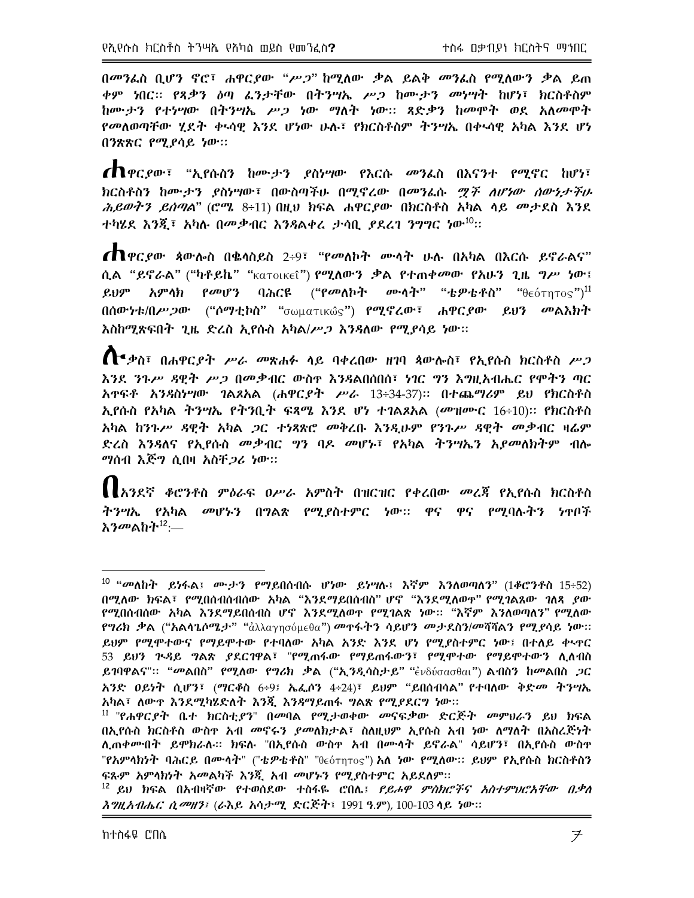በመንፈስ ቢሆን ኖሮ፣ ሐዋርያው *"ሥጋ"* ከሚለው ቃል ይልቅ *መንፈስ* የሚለውን ቃል ይጠቀም ነበር። *የጻድቃን ዕጣ ፈንታቸው በትንሣኤ ሥጋ ከሙታን መነሣት ከሆነ፣ ክርስቶስም ከሙታን የተነሣው በትንሣኤ ሥጋ ነው ማለት ነው። ጻድቃን ከመሞት ወደ አለመሞት የመለወጣቸው ሂደት ቊሳዊ እንደ ሆነው ሁሉ፣ የክርስቶስም ትንሣኤ በቊሳዊ አካል እንደ ሆነ በንጽጽር የሚያሳይ ነው።*

ሐዋርያው፣ "ኢየሱስን ከሙታን ያስነሣው የእርሱ መንፈስ በእናንተ የሚኖር ከሆነ፣ ክርስቶስን ከሙታን ያስነሣው፣ በውስጣችሁ በሚኖረው በመንፈሱ *ሟች ለሆነው ሰውነታችሁ ሕይወትን ይሰጣል*" (ሮሜ 8፥11) በዚህ ክፍል ሐዋርያው በክርስቶስ አካል ላይ መታደስ እንደ ተካሄደ እንጂ፣ አካሉ በመቃብር እንዳልቀረ ታሳቢ ያደረገ ንግግር ነው[10]።

ሐዋርያው ጳውሎስ በቈላስይስ 2፥9፣ *"የመለኮት ሙላት ሁሉ በአካል በእርሱ ይኖራልና"* ሲል *"ይኖራል"* ("ካቶይኬ" "κατοικεῖ") የሚለውን ቃል የተጠቀመው የአሁን ጊዜ ግሥ ነው፤ ይህም አምላክ የመሆን ባሕርዩ (*"የመለኮት ሙላት"* "ቴዎቴቶስ" "θεότητος")[11] በሰውነቱ/በሥጋው ("ሶማቲኮስ" "σωματικῶς") የሚኖረው፣ ሐዋርያው ይህን መልእክት እስከሚጽፍበት ጊዜ ድረስ ኢየሱስ አካል/ሥጋ እንዳለው የሚያሳይ ነው።

ሉቃስ፣ በሐዋርያት ሥራ መጽሐፉ ላይ ባቀረበው ዘገባ ጳውሎስ፣ የኢየሱስ ክርስቶስ ሥጋ እንደ ንጉሥ ዳዊት ሥጋ በመቃብር ውስጥ እንዳልበሰበሰ፣ ነገር ግን እግዚአብሔር የሞትን ጣር አጥፍቶ እንዳስነሣው ገልጾአል (*ሐዋርያት ሥራ* 13፥34-37)። በተጨማሪም ይህ የክርስቶስ ኢየሱስ የአካል ትንሣኤ የትንቢት ፍጻሜ እንደ ሆነ ተገልጾአል (*መዝሙር* 16፥10)፤ የክርስቶስ አካል ከንጉሥ ዳዊት አካል ጋር ተነጻጽሮ መቅረቡ እንዲሁም የንጉሥ ዳዊት መቃብር ዛሬም ድረስ እንዳለና የኢየሱስ መቃብር ግን ባዶ መሆኑ፣ የአካል ትንሣኤን አያመለክትም ብሎ ማሰብ እጅግ ሲበዛ አስቸጋሪ ነው።

በአንደኛ ቆሮንቶስ ምዕራፍ ዐሥራ አምስት በዝርዝር የቀረበው መረጃ የኢየሱስ ክርስቶስ ትንሣኤ የአካል መሆኑን በግልጽ የሚያስተምር ነው። ዋና ዋና የሚባሉትን ነጥቦች እንመልከት[12]:—

---

[10] *"መለከት ይነፋል፤ ሙታን የማይበሰብሱ ሆነው ይነሣሉ፤ እኛም እንለወጣለን"* (1ቆሮንቶስ 15፥52) በሚለው ክፍል፣ የሚበሰብሰው አካል "እንደማይበሰብስ" ሆኖ "እንደሚለወጥ" የሚገልጸው ገለጻ ያው የሚበሰብሰው አካል እንደማይበሰብስ ሆኖ እንደሚለወጥ የሚገልጽ ነው። "እኛም እንለወጣለን" የሚለው የግሪክ ቃል ("አልላጌሶሜታ" "ἀλλαγησόμεθα") መጥፋትን ሳይሆን መታደስን/መሻሻልን የሚያሳይ ነው። ይህም የሚሞተውና የማይሞተው የተባለው አካል አንድ እንደ ሆነ የሚያስተምር ነው፤ በተለይ ቊጥር 53 ይህን ጉዳይ ግልጽ ያደርገዋል፣ "የሚጠፋው የማይጠፋውን፣ የሚሞተው የማይሞተውን ሊለብስ ይገባዋልና"። "መልበስ" የሚለው የግሪክ ቃል ("ኢንዲሳስታይ" "ἐνδύσασθαι") ልብስን ከመልበስ ጋር አንድ ዐይነት ሲሆን፣ (ማርቆስ 6፥9፣ ኤፌሶን 4፥24)፣ ይህም "ይበሰብሳል" የተባለው ቅድመ ትንሣኤ አካል፣ ለውጥ እንደሚካሄድለት እንጂ እንዳማይጠፋ ግልጽ የሚያደርግ ነው።

[11] "የሐዋርያት ቤተ ክርስቲያን" በመባል የሚታወቀው መናፍቃው ድርጅት መምህራን ይህ ክፍል በኢየሱስ ክርስቶስ ውስጥ አብ መኖሩን ያመለክታል፣ ስለዚህም ኢየሱስ አብ ነው ለማለት በአስረጅነት ሊጠቀሙበት ይሞክራሉ። ክፍሉ "በኢየሱስ ውስጥ አብ በሙላት ይኖራል" ሳይሆን፣ በኢየሱስ ውስጥ "የአምላክነት ባሕርይ በሙላት" ("ቴዎቴቶስ" "θεότητος") አለ ነው የሚለው። ይህም የኢየሱስ ክርስቶስን ፍጹም አምላክነት አመልካች እንጂ አብ መሆኑን የሚያስተምር አይደለም።

[12] ይህ ክፍል በአብዛኛው የተወሰደው ተስፋዬ ሮበሌ፣ *የይሖዋ ምስክሮችና አስተምህሮአቸው በቃለ እግዚአብሔር ሲመዘን፤* (ራእይ አሳታሚ ድርጅት፤ 1991 ዓ.ም), 100-103 ላይ ነው።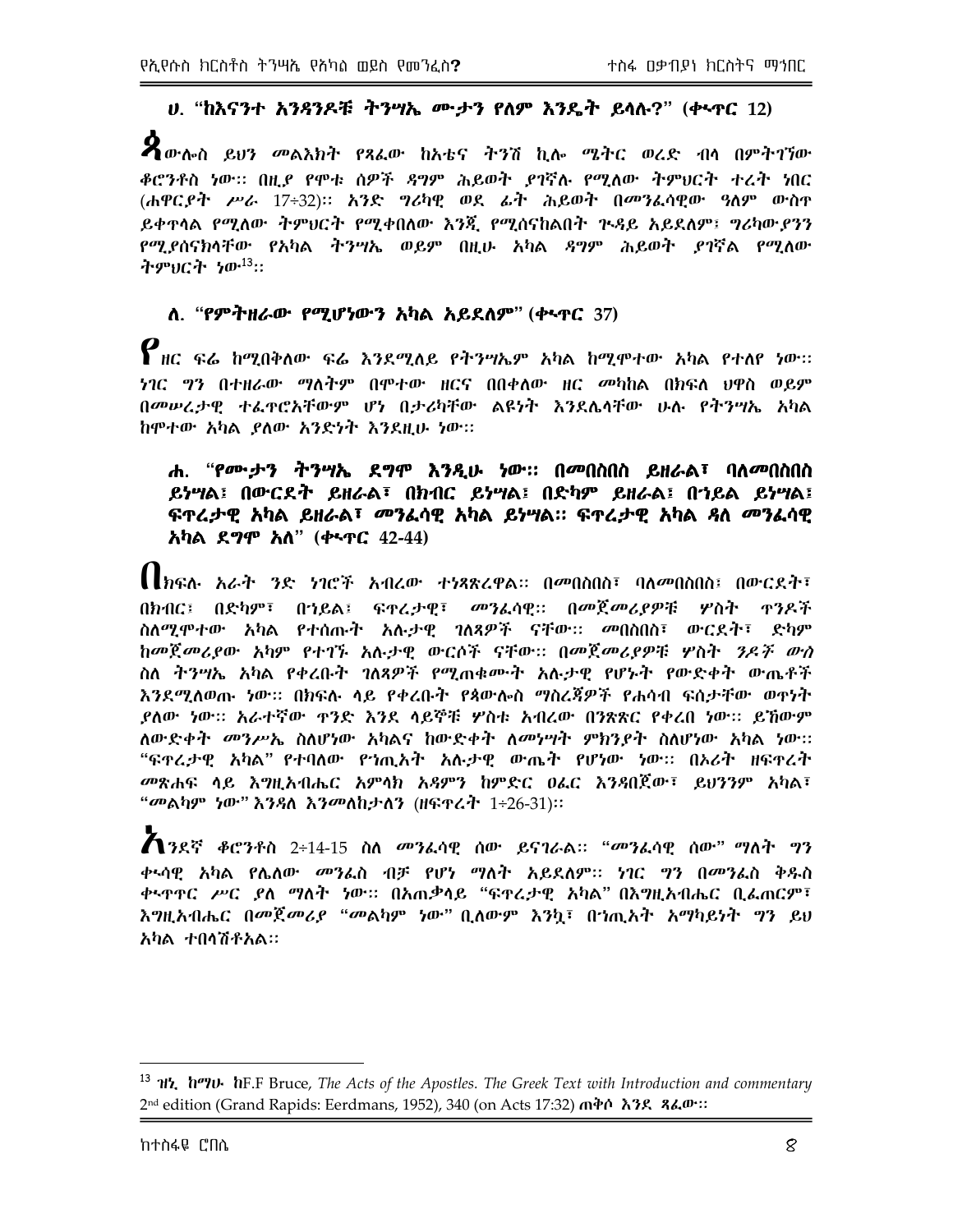### ሀ. "ከእናንተ አንዳንዶቹ ትንሣኤ ሙታን የለም እንዴት ይላሉ?" (ቍጥር 12)

ጳውሎስ ይህን መልእክት የጻፈው ከአቴና ትንሽ ኪሎ ሜትር ወረድ ብላ በምትገኘው ቆሮንቶስ ነው፡፡ በዚያ የሞቱ ሰዎች ዳግም ሕይወት ያገኛሉ የሚለው ትምህርት ተረት ነበር (ሐዋርያት ሥራ 17÷32)፡፡ አንድ ግሪካዊ ወደ ፊት ሕይወት በመንፈሳዊው ዓለም ውስጥ ይቀጥላል የሚለው ትምህርት የሚቀበለው እንጂ የሚያስናከልበት ጒዳይ አይደለም፤ ግሪካውያንን የሚያሰናክላቸው የአካል ትንሣኤ ወይም በዚሁ አካል ዳግም ሕይወት ያገኛል የሚለው ትምህርት ነው[13]፡፡

### ለ. "የምትዘራው የሚሆነውን አካል አይደለም" (ቍጥር 37)

የዘር ፍሬ ከሚበቅለው ፍሬ እንደሚለይ የትንሣኤም አካል ከሚሞተው አካል የተለየ ነው፡፡ ነገር ግን በተዘራው ማለትም በሞተው ዘርና በበቀለው ዘር መካከል በክፍለ ህዋስ ወይም በመሠረታዊ ተፈጥሮአቸውም ሆነ በታሪካቸው ልዩነት እንደሌላቸው ሁሉ የትንሣኤ አካል ከሞተው አካል ያለው አንድነት እንደዚሁ ነው፡፡

### ሐ. "የሙታን ትንሣኤ ደግሞ እንዲሁ ነው፡፡ በመበስበስ ይዘራል፣ ባለመበስበስ ይነሣል፤ በውርደት ይዘራል፣ በክብር ይነሣል፤ በድካም ይዘራል፤ በኀይል ይነሣል፤ ፍጥረታዊ አካል ይዘራል፣ መንፈሳዊ አካል ይነሣል፡፡ ፍጥረታዊ አካል ዳለ መንፈሳዊ አካል ደግሞ አለ" (ቍጥር 42-44)

በክፍሉ አራት ንድ ነገሮች አብረው ተነጻጽረዋል፡፡ በመበስበስ፣ ባለመበስበስ፤ በውርደት፣ በክብር፤ በድካም፣ በኀይል፤ ፍጥረታዊ፣ መንፈሳዊ፡፡ በመጀመሪያዎቹ ሦስት ጥንዶች ስለሚሞተው አካል የተሰጡት አሉታዊ ገለጻዎች ናቸው፡፡ መበስበስ፣ ውርደት፣ ድካም ከመጀመሪያው አካም የተገኙ አሉታዊ ውርሶች ናቸው፡፡ በመጀመሪያዎቹ ሦስት ንዶች ውስ ስለ ትንሣኤ አካል የቀረቡት ገለጻዎች የሚጠቁሙት አሉታዊ የሆኑት የውድቀት ውጤቶች እንደሚለወጡ ነው፡፡ በክፍሉ ላይ የቀረቡት የጳውሎስ ማስረጃዎች የሐሳብ ፍሰታቸው ወጥነት ያለው ነው፡፡ አራተኛው ጥንድ እንደ ላይኞቹ ሦስቱ አብረው በንጽጽር የቀረበ ነው፡፡ ይኸውም ለውድቀት መንሥኤ ስለሆነው አካልና ከውድቀት ለመነሣት ምክንያት ስለሆነው አካል ነው፡፡ "ፍጥረታዊ አካል" የተባለው የኀጢአት አሉታዊ ውጤት የሆነው ነው፡፡ በኦሪት ዘፍጥረት መጽሐፍ ላይ እግዚአብሔር አምላክ አዳምን ከምድር ዐፈር እንዳበጀው፣ ይህንንም አካል፣ "መልካም ነው" እንዳለ እንመለከታለን (ዘፍጥረት 1÷26-31)፡፡

እንደኛ ቆሮንቶስ 2÷14-15 ስለ መንፈሳዊ ሰው ይናገራል፡፡ "መንፈሳዊ ሰው" ማለት ግን ቍሳዊ አካል የሌለው መንፈስ ብቻ የሆነ ማለት አይደለም፡፡ ነገር ግን በመንፈስ ቅዱስ ቍጥጥር ሥር ያለ ማለት ነው፡፡ በአጠቃላይ "ፍጥረታዊ አካል" በእግዚአብሔር ቢፈጠርም፣ እግዚአብሔር በመጀመሪያ "መልካም ነው" ቢለውም እንኳ፣ በኀጢአት አማካይነት ግን ይህ አካል ተበላሽቶአል፡፡

---

[13] ዝኒ ከማሁ ከF.F Bruce, *The Acts of the Apostles. The Greek Text with Introduction and commentary* 2nd edition (Grand Rapids: Eerdmans, 1952), 340 (on Acts 17:32) ጠቅሶ እንደ ጻፈው፡፡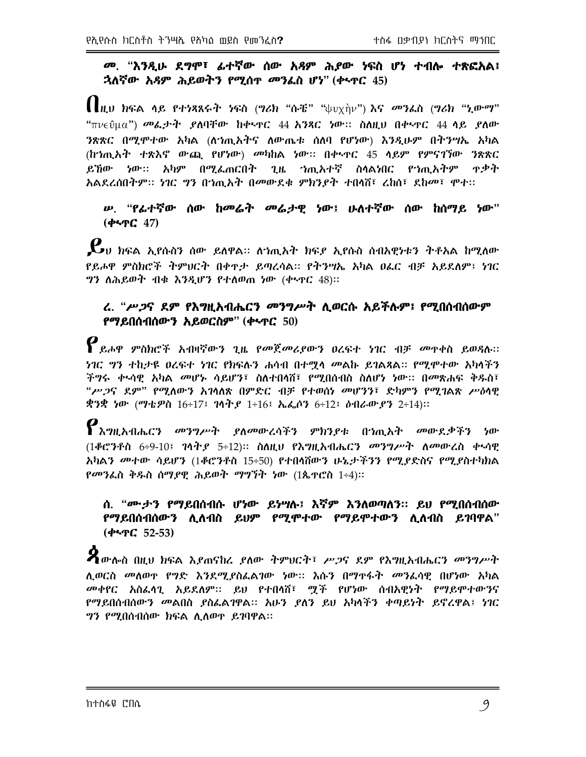### መ. "እንዲሁ ደግሞ፣ ፊተኛው ሰው አዳም ሕያው ነፍስ ሆነ ተብሎ ተጽፎአል፤ ኋለኛው አዳም ሕይወትን የሚሰጥ መንፈስ ሆነ" (ቊጥር 45)

በዚህ ክፍል ላይ የተነጻጸሩት ነፍስ (ግሪክ "ሱቼ" "ψυχὴν") እና መንፈስ (ግሪክ "ኒውማ" "πνεῦμα") መፈታት ያለባቸው ከቊጥር 44 አንጻር ነው። ስለዚህ በቊጥር 44 ላይ ያለው ንጽጽር በሚሞተው አካል (ለኀጢአትና ለውጤቱ ሰለባ የሆነው) እንዲሁም በትንሣኤ አካል (ከኀጢአት ተጽእኖ ውጪ የሆነው) መካከል ነው። በቊጥር 45 ላይም የምናገኘው ንጽጽር ይኸው ነው። አካም በሚፈጠርበት ጊዜ ኀጢአተኛ ስላልነበር የኀጢአትም ጥቃት አልደረሰበትም። ነገር ግን በኀጢአት በመውደቁ ምክንያት ተበላሸ፣ ረከሰ፣ ደከመ፣ ሞተ።

### ሠ. "የፊተኛው ሰው ከመሬት መሬታዊ ነው፤ ሁለተኛው ሰው ከሰማይ ነው" (ቊጥር 47)

ይህ ክፍል ኢየሱስን ሰው ይለዋል። ለኀጢአት ክፍያ ኢየሱስ ሰብአዊነቱን ትቶአል ከሚለው የይሖዋ ምስክሮች ትምህርት በቀጥታ ይጣረሳል። የትንሣኤ አካል ዐፈር ብቻ አይደለም፤ ነገር ግን ለሕይወት ብቁ እንዲሆን የተለወጠ ነው (ቊጥር 48)።

### ረ. "ሥጋና ደም የእግዚአብሔርን መንግሥት ሊወርሱ አይችሉም፤ የሚበሰብሰውም የማይበሰብሰውን አይወርስም" (ቊጥር 50)

የይሖዋ ምስክሮች አብዛኛውን ጊዜ የመጀመሪያውን ዐረፍተ ነገር ብቻ መጥቀስ ይወዳሉ። ነገር ግን ተከታዩ ዐረፍተ ነገር የክፍሉን ሐሳብ በተሟላ መልኩ ይገልጻል። የሚሞተው አካላችን ችግሩ ቊሳዊ አካል መሆኑ ሳይሆን፣ ስለተበላሸ፣ የሚበሰብስ ስለሆነ ነው። በመጽሐፍ ቅዱስ፣ "ሥጋና ደም" የሚለውን አገላለጽ በምድር ብቻ የተወሰነ መሆንን፣ ድካምን የሚገልጽ ሥዕላዊ ቋንቋ ነው (ማቴዎስ 16፥17፤ ገላትያ 1፥16፤ ኤፌሶን 6፥12፤ ዕብራውያን 2፥14)።

የእግዚአብሔርን መንግሥት ያለመውረሳችን ምክንያቱ በኀጢአት መውደቃችን ነው (1ቆሮንቶስ 6፥9-10፤ ገላትያ 5፥12)። ስለዚህ የእግዚአብሔርን መንግሥት ለመውረስ ቊሳዊ አካልን መተው ሳይሆን (1ቆሮንቶስ 15፥50) የተበላሸውን ሁኔታችንን የሚያድስና የሚያስተካክል የመንፈስ ቅዱስ ሰማያዊ ሕይወት ማግኘት ነው (1ጴጥሮስ 1፥4)።

### ሰ. "ሙታን የማይበሰብሱ ሆነው ይነሣሉ፤ እኛም እንለወጣለን። ይህ የሚበሰብሰው የማይበሰብሰውን ሊለብስ ይህም የሚሞተው የማይሞተውን ሊለብስ ይገባዋል" (ቊጥር 52-53)

ጳውሎስ በዚህ ክፍል እያጠናከረ ያለው ትምህርት፣ ሥጋና ደም የእግዚአብሔርን መንግሥት ሊወርስ መለወጥ የግድ እንደሚያስፈልገው ነው። እሱን በማጥፋት መንፈሳዊ በሆነው አካል መቀየር አስፈላጊ አይደለም። ይህ የተበላሸ፣ ሟች የሆነው ሰብአዊነት የማይሞተውንና የማይበሰብሰውን መልበስ ያስፈልገዋል። አሁን ያለን ይህ አካላችን ቀጣይነት ይኖረዋል፤ ነገር ግን የሚበሰብሰው ክፍል ሊለወጥ ይገባዋል።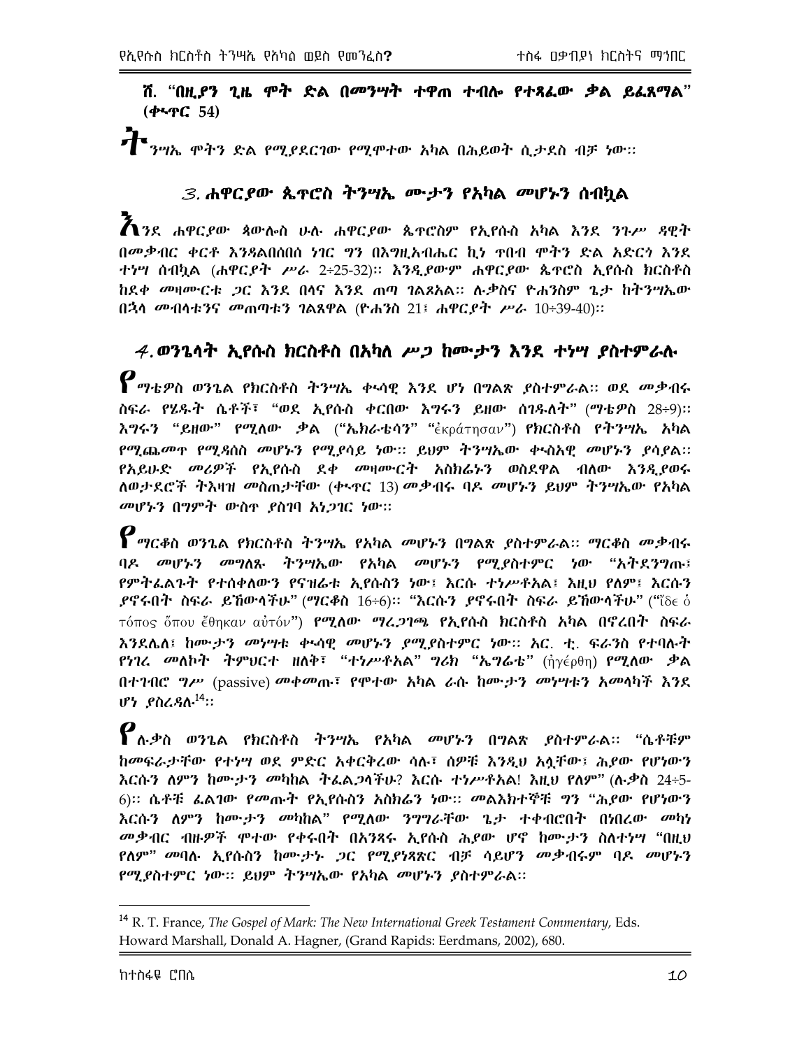**ሸ. "በዚያን ጊዜ ሞት ድል በመንሣት ተዋጠ ተብሎ የተጻፈው ቃል ይፈጸማል" (ቍጥር 54)**

ትንሣኤ ሞትን ድል የሚያደርገው የሚሞተው አካል በሕይወት ሲታደስ ብቻ ነው።

## *3. ሐዋርያው ጴጥሮስ ትንሣኤ ሙታን የአካል መሆኑን ሰብኳል*

እንደ ሐዋርያው ጳውሎስ ሁሉ ሐዋርያው ጴጥሮስም የኢየሱስ አካል እንደ ንጉሥ ዳዊት በመቃብር ቀርቶ እንዳልበሰበሰ ነገር ግን በእግዚአብሔር ኪነ ጥበብ ሞትን ድል አድርጎ እንደ ተነሣ ሰብኳል (*ሐዋርያት ሥራ* 2፥25-32)። እንዲያውም ሐዋርያው ጴጥሮስ ኢየሱስ ክርስቶስ ከደቀ መዛሙርቱ ጋር እንደ በላና እንደ ጠጣ ገልጾአል። ሉቃስና ዮሐንስም ጌታ ከትንሣኤው በኋላ መብላቱንና መጠጣቱን ገልጸዋል (ዮሐንስ 21፤ *ሐዋርያት ሥራ* 10፥39-40)።

## *4. ወንጌላት ኢየሱስ ክርስቶስ በአካለ ሥጋ ከሙታን እንደ ተነሣ ያስተምራሉ*

የማቴዎስ ወንጌል የክርስቶስ ትንሣኤ ቊሳዊ እንደ ሆነ በግልጽ ያስተምራል። ወደ መቃብሩ ስፍራ የሄዱት ሴቶች፣ "ወደ ኢየሱስ ቀርበው እግሩን ይዘው ሰገዱለት" (*ማቴዎስ* 28፥9)። እግሩን "ይዘው" የሚለው ቃል ("ኤክራቴሳን" "ἐκράτησαν") የክርስቶስ የትንሣኤ አካል የሚጨመጥ የሚዳሰስ መሆኑን የሚያሳይ ነው። ይህም ትንሣኤው ቊሳዊ መሆኑን ያሳያል። የአይሁድ መሪዎች የኢየሱስ ደቀ መዛሙርት አስክሬኑን ወስደዋል ብለው እንዲያወሩ ለወታደሮች ትእዛዝ መስጠታቸው (ቍጥር 13) መቃብሩ ባዶ መሆኑን ይህም ትንሣኤው የአካል መሆኑን በግምት ውስጥ ያስገባ አነጋገር ነው።

የማርቆስ ወንጌል የክርስቶስ ትንሣኤ የአካል መሆኑን በግልጽ ያስተምራል። ማርቆስ መቃብሩ ባዶ መሆኑን መግለጹ ትንሣኤው የአካል መሆኑን የሚያስተምር ነው "አትደንግጡ፤ የምትፈልጉት የተሰቀለውን የናዝሬቱ ኢየሱስን ነው፤ እርሱ ተነሥቶአል፤ እዚህ የለም፤ እርሱን ያኖሩበት ስፍራ ይኸውላችሁ" (*ማርቆስ* 16፥6)። "እርሱን ያኖሩበት ስፍራ ይኸውላችሁ" ("ἴδε ὁ τόπος ὅπου ἔθηκαν αὐτόν") የሚለው ማረጋገጫ የኢየሱስ ክርስቶስ አካል በኖረበት ስፍራ እንደሌለ፣ ከሙታን መነሣቱ ቊሳዊ መሆኑን ያሚያስተምር ነው። አር. ቲ. ፍራንስ የተባሉት የነገረ መለኮት ትምህርተ ዘለቅ፣ "ተነሥቶአል" ግሪክ "ኤግሬቴ" (ἠγέρθη) የሚለው ቃል በተገብሮ ግሥ (passive) መቀመጡ፣ የሞተው አካል ራሱ ከሙታን መነሣቱን አመላካች እንደ ሆነ ያስረዳሉ[14]።

የሉቃስ ወንጌል የክርስቶስ ትንሣኤ የአካል መሆኑን በግልጽ ያስተምራል። "ሴቶቹም ከመፍራታቸው የተነሣ ወደ ምድር አቀርቅረው ሳሉ፣ ሰዎቹ እንዲህ አሏቸው፤ ሕያው የሆነውን እርሱን ለምን ከሙታን መካከል ትፈልጋላችሁ? እርሱ ተነሥቶአል! እዚህ የለም" (*ሉቃስ* 24፥5-6)። ሴቶቹ ፈልገው የመጡት የኢየሱስን አስክሬን ነው። መልእክተኞቹ ግን "ሕያው የሆነውን እርሱን ለምን ከሙታን መካከል" የሚለው ንግግራቸው ጌታ ተቀብሮበት በነበረው መካነ መቃብር ብዙዎች ሞተው የቀሩበት በአንጻሩ ኢየሱስ ሕያው ሆኖ ከሙታን ስለተነሣ "በዚህ የለም" መባሉ ኢየሱስን ከሙታኑ ጋር የሚያነጻጽር ብቻ ሳይሆን መቃብሩም ባዶ መሆኑን የሚያስተምር ነው። ይህም ትንሣኤው የአካል መሆኑን ያስተምራል።

---

[14] R. T. France, *The Gospel of Mark: The New International Greek Testament Commentary,* Eds. Howard Marshall, Donald A. Hagner, (Grand Rapids: Eerdmans, 2002), 680.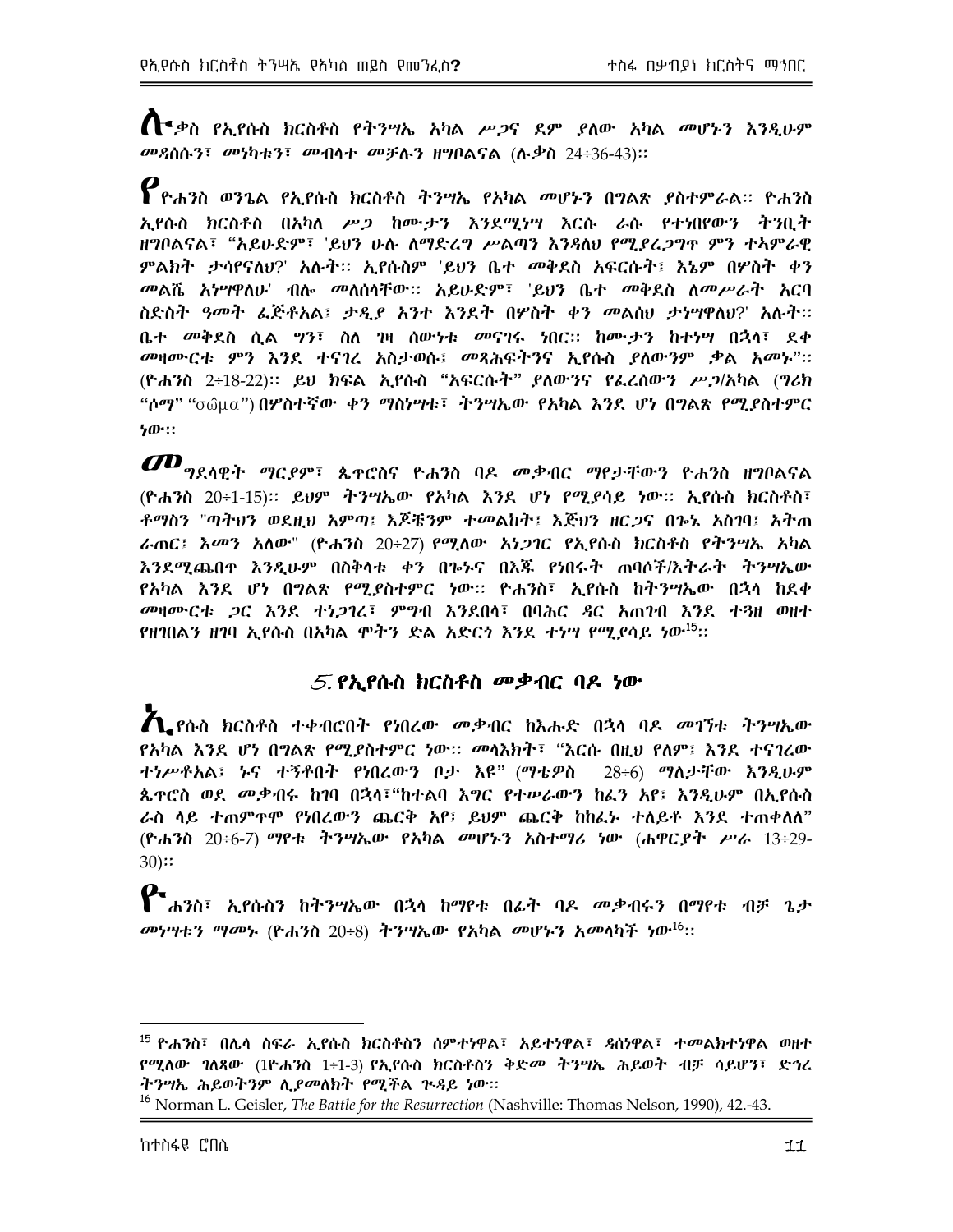ሉቃስ የኢየሱስ ክርስቶስ የትንሣኤ አካል ሥጋና ደም ያለው አካል መሆኑን እንዲሁም መዳሰሱን፣ መነካቱን፣ መብላተ መቻሉን ዘግቦልናል (ሉቃስ 24፥36-43)።

ዮሐንስ ወንጌል የኢየሱስ ክርስቶስ ትንሣኤ የአካል መሆኑን በግልጽ ያስተምራል። ዮሐንስ ኢየሱስ ክርስቶስ በአካለ ሥጋ ከሙታን እንደሚነሣ እርሱ ራሱ የተነበየውን ትንቢት ዘግቦልናል፣ "አይሁድም፣ 'ይህን ሁሉ ለማድረግ ሥልጣን እንዳለህ የሚያረጋግጥ ምን ተአምራዊ ምልክት ታሳየናለህ?' አሉት። ኢየሱስም 'ይህን ቤተ መቅደስ አፍርሱት፤ እኔም በሦስት ቀን መልሼ አነሣዋለሁ' ብሎ መለሰላቸው። አይሁድም፣ 'ይህን ቤተ መቅደስ ለመሥራት አርባ ስድስት ዓመት ፈጅቶአል፤ ታዲያ አንተ እንዴት በሦስት ቀን መልሰህ ታነሣዋለህ?' አሉት። ቤተ መቅደስ ሲል ግን፣ ስለ ገዛ ሰውነቱ መናገሩ ነበር። ከሙታን ከተነሣ በኋላ፣ ደቀ መዛሙርቱ ምን እንደ ተናገረ አስታወሱ፤ መጻሕፍትንና ኢየሱስ ያለውንም ቃል አመኑ"። (ዮሐንስ 2፥18-22)። ይህ ክፍል ኢየሱስ "አፍርሱት" ያለውንና የፈረሰውን ሥጋ/አካል (ግሪክ "ሶማ" "σῶμα") በሦስተኛው ቀን ማስነሣቱ፣ ትንሣኤው የአካል እንደ ሆነ በግልጽ የሚያስተምር ነው።

መግደላዊት ማርያም፣ ጴጥሮስና ዮሐንስ ባዶ መቃብር ማየታቸውን ዮሐንስ ዘግቦልናል (ዮሐንስ 20፥1-15)። ይህም ትንሣኤው የአካል እንደ ሆነ የሚያሳይ ነው። ኢየሱስ ክርስቶስ፣ ቶማስን "ጣትህን ወደዚህ አምጣ፤ እጆቼንም ተመልከት፤ እጅህን ዘርጋና በጐኔ አስገባ፤ አትጠራጠር፤ እመን አለው" (ዮሐንስ 20፥27) የሚለው አነጋገር የኢየሱስ ክርስቶስ የትንሣኤ አካል እንደሚጨበጥ እንዲሁም በስቅላቱ ቀን በጐኑና በእጁ የነበሩት ጠባሶች/እትራት ትንሣኤው የአካል እንደ ሆነ በግልጽ የሚያስተምር ነው። ዮሐንስ፣ ኢየሱስ ከትንሣኤው በኋላ ከደቀ መዛሙርቱ ጋር እንደ ተነጋገረ፣ ምግብ እንደበላ፣ በባሕር ዳር አጠገብ እንደ ተጓዘ ወዘተ የዘገበልን ዘገባ ኢየሱስ በአካል ሞትን ድል አድርጎ እንደ ተነሣ የሚያሳይ ነው[15]።

## 5. የኢየሱስ ክርስቶስ መቃብር ባዶ ነው

ኢየሱስ ክርስቶስ ተቀብሮበት የነበረው መቃብር ከእሑድ በኋላ ባዶ መገኘቱ ትንሣኤው የአካል እንደ ሆነ በግልጽ የሚያስተምር ነው። መላእክት፣ "እርሱ በዚህ የለም፤ እንደ ተናገረው ተነሥቶአል፤ ኑና ተኝቶበት የነበረውን ቦታ እዩ" (ማቴዎስ 28፥6) ማለታቸው እንዲሁም ጴጥሮስ ወደ መቃብሩ ከገባ በኋላ፣"ከተልባ እግር የተሠራውን ከፈን አየ፤ እንዲሁም በኢየሱስ ራስ ላይ ተጠምጥሞ የነበረውን ጨርቅ አየ፤ ይህም ጨርቅ ከከፈኑ ተለይቶ እንደ ተጠቀለለ" (ዮሐንስ 20፥6-7) ማየቱ ትንሣኤው የአካል መሆኑን አስተማሪ ነው (ሐዋርያት ሥራ 13፥29-30)።

ዮሐንስ፣ ኢየሱስን ከትንሣኤው በኋላ ከማየቱ በፊት ባዶ መቃብሩን በማየቱ ብቻ ጌታ መነሣቱን ማመኑ (ዮሐንስ 20፥8) ትንሣኤው የአካል መሆኑን አመላካች ነው[16]።

---

[15] ዮሐንስ፣ በሌላ ስፍራ ኢየሱስ ክርስቶስን ሰምተነዋል፣ አይተነዋል፣ ዳሰነዋል፣ ተመልክተነዋል ወዘተ የሚለው ገለጻው (1ዮሐንስ 1፥1-3) የኢየሱስ ክርስቶስን ቅድመ ትንሣኤ ሕይወት ብቻ ሳይሆን፣ ድኅረ ትንሣኤ ሕይወትንም ሊያመለክት የሚችል ጉዳይ ነው።

[16] Norman L. Geisler, *The Battle for the Resurrection* (Nashville: Thomas Nelson, 1990), 42.-43.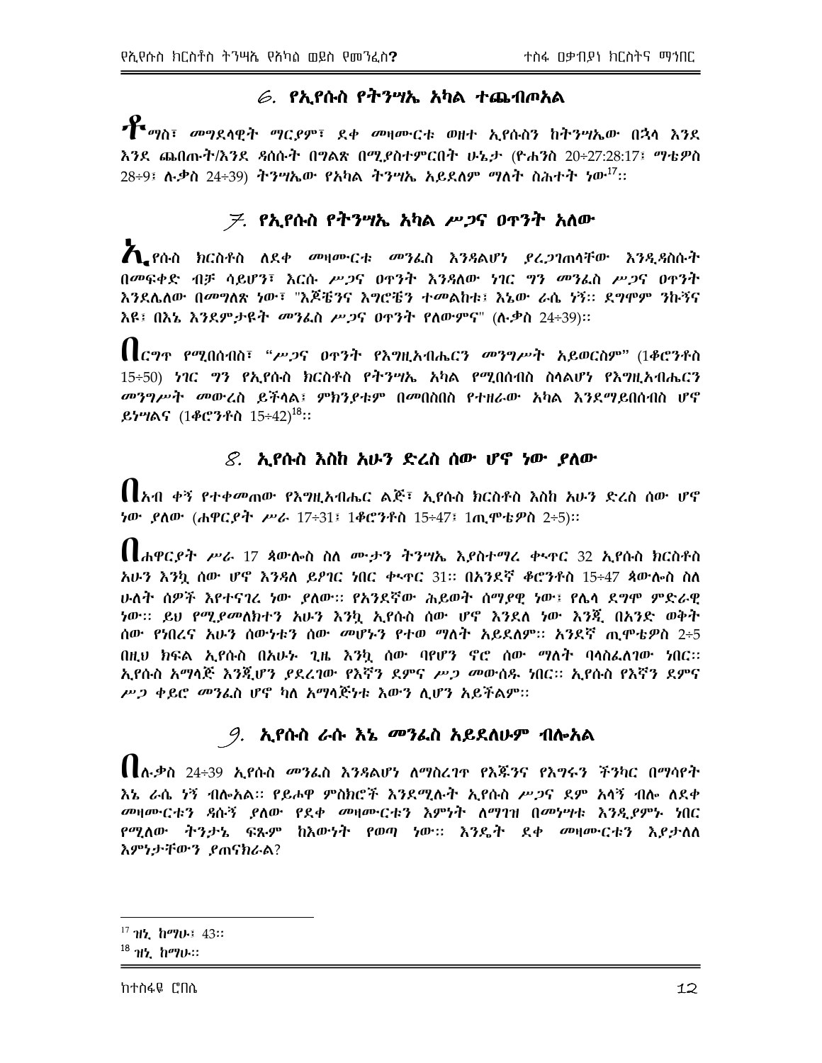## 6. የኢየሱስ የትንሣኤ አካል ተጨብጦአል

ቶማስ፣ መግደላዊት ማርያም፣ ደቀ መዛሙርቱ ወዘተ ኢየሱስን ከትንሣኤው በኋላ እንደ እንደ ጨበጡት/እንደ ዳሰሱት በግልጽ በሚያስተምርበት ሁኔታ (ዮሐንስ 20÷27:28:17፣ ማቴዎስ 28÷9፣ ሉቃስ 24÷39) ትንሣኤው የአካል ትንሣኤ አይደለም ማለት ስሕተት ነው[17]።

## 7. የኢየሱስ የትንሣኤ አካል ሥጋና ዐጥንት አለው

ኢየሱስ ክርስቶስ ለደቀ መዛሙርቱ መንፈስ እንዳልሆነ ያረጋገጠላቸው እንዲዳስሱት በመፍቀድ ብቻ ሳይሆን፣ እርሱ ሥጋና ዐጥንት እንዳለው ነገር ግን መንፈስ ሥጋና ዐጥንት እንደሌለው በመግለጽ ነው፣ "እጆቼንና እግሮቼን ተመልከቱ፤ እኔው ራሴ ነኝ። ደግሞም ንኩኝና እዩ፤ በእኔ እንደምታዩት መንፈስ ሥጋና ዐጥንት የለውምና" (ሉቃስ 24÷39)።

በርግጥ የሚበሰብስ፣ *"ሥጋና ዐጥንት የእግዚአብሔርን መንግሥት አይወርስም"* (1ቆሮንቶስ 15÷50) ነገር ግን የኢየሱስ ክርስቶስ የትንሣኤ አካል የሚበሰብስ ስላልሆነ የእግዚአብሔርን መንግሥት መውረስ ይችላል፤ ምክንያቱም በመበስበስ የተዘራው አካል እንደማይበሰብስ ሆኖ ይነሣልና (1ቆሮንቶስ 15÷42)[18]።

## 8. ኢየሱስ እስከ አሁን ድረስ ሰው ሆኖ ነው ያለው

በአብ ቀኝ የተቀመጠው የእግዚአብሔር ልጅ፣ ኢየሱስ ክርስቶስ እስከ አሁን ድረስ ሰው ሆኖ ነው ያለው (ሐዋርያት ሥራ 17÷31፤ 1ቆሮንቶስ 15÷47፤ 1ጢሞቴዎስ 2÷5)።

በሐዋርያት ሥራ 17 ጳውሎስ ስለ ሙታን ትንሣኤ እያስተማረ ቍጥር 32 ኢየሱስ ክርስቶስ አሁን እንኳ ሰው ሆኖ እንዳለ ይያገር ነበር ቍጥር 31። በአንደኛ ቆሮንቶስ 15÷47 ጳውሎስ ስለ ሁለት ሰዎች እየተናገረ ነው ያለው። የአንደኛው ሕይወት ሰማያዊ ነው፤ የሌላ ደግሞ ምድራዊ ነው። ይህ የሚያመለክተን አሁን እንኳ ኢየሱስ ሰው ሆኖ እንደለ ነው እንጂ በአንድ ወቅት ሰው የነበረና አሁን ሰውነቱን ሰው መሆኑን የተወ ማለት አይደለም። አንደኛ ጢሞቴዎስ 2÷5 በዚህ ክፍል ኢየሱስ በአሁኑ ጊዜ እንኳ ሰው ባየሆን ኖሮ ሰው ማለት ባላስፈለገው ነበር። ኢየሱስ አማላጅ እንጂሆን ያደረገው የእኛን ደምና ሥጋ መውሰዱ ነበር። ኢየሱስ የእኛን ደምና ሥጋ ቀይሮ መንፈስ ሆኖ ካለ አማላጅነቱ እውን ሊሆን አይችልም።

## 9. ኢየሱስ ራሱ እኔ መንፈስ አይደለሁም ብሎአል

በሉቃስ 24÷39 ኢየሱስ መንፈስ እንዳልሆነ ለማስረገጥ የእጁንና የእግሩን ችንካር በማሳየት እኔ ራሴ ነኝ ብሎአል። የይሖዋ ምስክሮች እንደሚሉት ኢየሱስ ሥጋና ደም አላኝ ብሎ ለደቀ መዛሙርቱን ዳሱኝ ያለው የደቀ መዛሙርቱን እምነት ለማገዝ በመነሣቱ እንዲያምኑ ነበር የሚለው ትንታኔ ፍጹም ከእውነት የወጣ ነው። እንዴት ደቀ መዛሙርቱን እያታለለ እምነታቸውን ያጠናክራል?

---

[17] ዝኒ ከማሁ፤ 43።

[18] ዝኒ ከማሁ።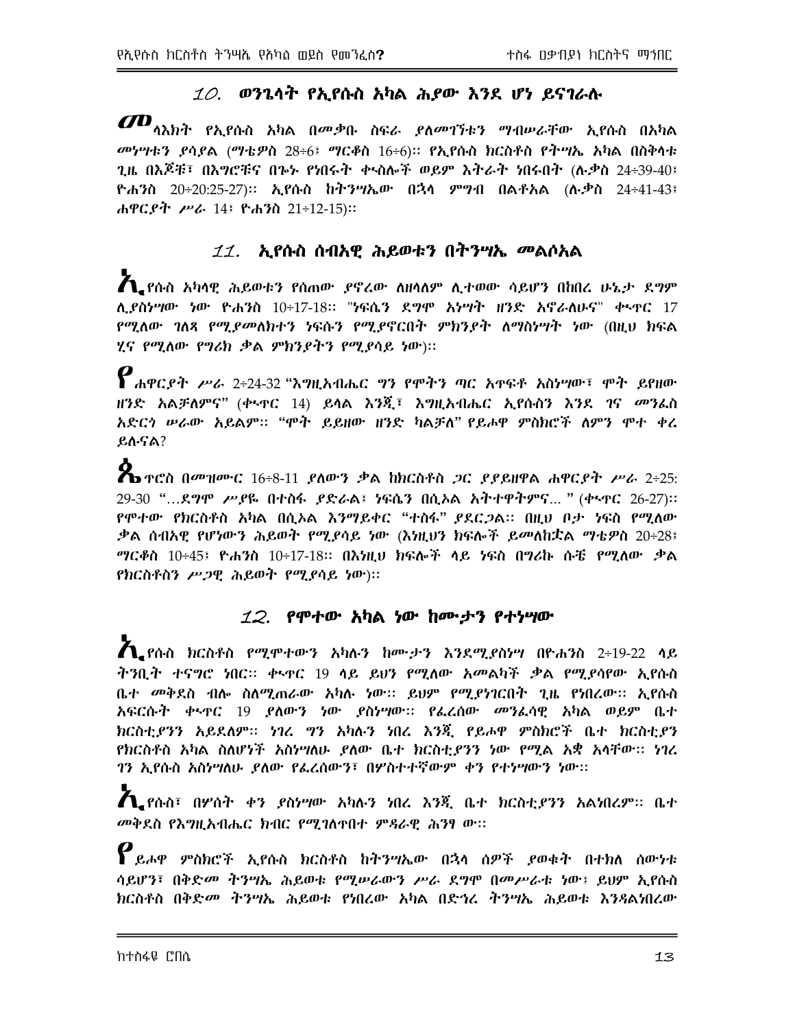## 10. ወንጌላት የኢየሱስ አካል ሕያው እንደ ሆነ ይናገራሉ

መላእክት የኢየሱስ አካል በመቃቡ ስፍራ ያለመገኘቱን ማብሠራቸው ኢየሱስ በአካል መነሣቱን ያሳያል (ማቴዎስ 28÷6፤ ማርቆስ 16÷6)። የኢየሱስ ክርስቶስ የትሣኤ አካል በስቅላቱ ጊዜ በእጆቹ፣ በእግሮቹና በጐኑ የነበሩት ቊስሎች ወይም እትራት ነበሩበት (ሉቃስ 24÷39-40፤ ዮሐንስ 20÷20:25-27)። ኢየሱስ ከትንሣኤው በኋላ ምግብ በልቶአል (ሉቃስ 24÷41-43፤ ሐዋርያት ሥራ 14፤ ዮሐንስ 21÷12-15)።

## 11. ኢየሱስ ሰብአዊ ሕይወቱን በትንሣኤ መልሶአል

ኢየሱስ አካላዊ ሕይወቱን የሰጠው ያኖረው ለዘላለም ሊተወው ሳይሆን በከበረ ሁኔታ ደግሞ ሊያስነሣው ነው ዮሐንስ 10÷17-18። "ነፍሴን ደግሞ አነሣት ዘንድ አኖራለሁና" ቊጥር 17 የሚለው ገለጻ የሚያመለክተን ነፍሱን የሚያኖርበት ምክንያት ለማስነሣት ነው (በዚህ ክፍል ሂና የሚለው የግሪክ ቃል ምክንያትን የሚያሳይ ነው)።

የሐዋርያት ሥራ 2÷24-32 "እግዚአብሔር ግን የሞትን ጣር አጥፍቶ አስነሣው፣ ሞት ይየዘው ዘንድ አልቻለምና" (ቊጥር 14) ይላል እንጂ፣ እግዚአብሔር ኢየሱስን እንደ ገና መንፈስ አድርጎ ሠራው አይልም። "ሞት ይይዘው ዘንድ ካልቻለ" የይሖዋ ምስክሮች ለምን ሞተ ቀረ ይሉናል?

ጴጥሮስ በመዝሙር 16÷8-11 ያለውን ቃል ከክርስቶስ ጋር ያያይዘዋል ሐዋርያት ሥራ 2÷25: 29-30 "…ደግሞ ሥጋዬ በተስፋ ያድራል፤ ነፍሴን በሲኦል አትተዋትምና… " (ቊጥር 26-27)። የሞተው የክርስቶስ አካል በሲኦል እንግይቀር "ተስፋ" ያደርጋል። በዚህ ቦታ ነፍስ የሚለው ቃል ሰብአዊ የሆነውን ሕይወት የሚያሳይ ነው (እነዚህን ክፍሎች ይመለከቷል ማቴዎስ 20÷28፤ ማርቆስ 10÷45፤ ዮሐንስ 10÷17-18። በእነዚህ ክፍሎች ላይ ነፍስ በግሪኩ ሱቼ የሚለው ቃል የክርስቶስን ሥጋዊ ሕይወት የሚያሳይ ነው)።

## 12. የሞተው አካል ነው ከሙታን የተነሣው

ኢየሱስ ክርስቶስ የሚሞተውን አካሉን ከሙታን እንደሚያስነሣ በዮሐንስ 2÷19-22 ላይ ትንቢት ተናግሮ ነበር። ቊጥር 19 ላይ ይህን የሚለው አመልካች ቃል የሚያሳየው ኢየሱስ ቤተ መቅደስ ብሎ ስለሚጠራው አካሉ ነው። ይህም የሚያነገርበት ጊዜ የነበረው። ኢየሱስ አፍርሱት ቊጥር 19 ያለውን ነው ያስነሣው። የፈረሰው መንፈሳዊ አካል ወይም ቤተ ክርስቲያንን አይደለም። ነገረ ግን አካሉን ነበረ እንጂ የይሖዋ ምስክሮች ቤተ ክርስቲያን የክርስቶስ አካል ስለሆነች አስነሣለሁ ያለው ቤተ ክርስቲያንን ነው የሚል አቋ አላቸው። ነገረ ገን ኢየሱስ አስነሣለሁ ያለው የፈረሰውን፣ በሦስተተኛውም ቀን የተነሣውን ነው።

ኢየሱስ፣ በሦስት ቀን ያስነሣው አካሉን ነበረ እንጂ ቤተ ክርስቲያንን አልነበረም። ቤተ መቅደስ የእግዚአብሔር ክብር የሚገለጥበተ ምዳራዊ ሕንፃ ው።

የይሖዋ ምስክሮች ኢየሱስ ክርስቶስ ከትንሣኤው በኋላ ሰዎች ያወቁት በተክለ ሰውነቱ ሳይሆን፣ በቅድመ ትንሣኤ ሕይወቱ የሚሠራውን ሥራ ደግሞ በመሥራቱ ነው፤ ይህም ኢየሱስ ክርስቶስ በቅድመ ትንሣኤ ሕይወቱ የነበረው አካል በድኅረ ትንሣኤ ሕይወቱ እንዳልነበረው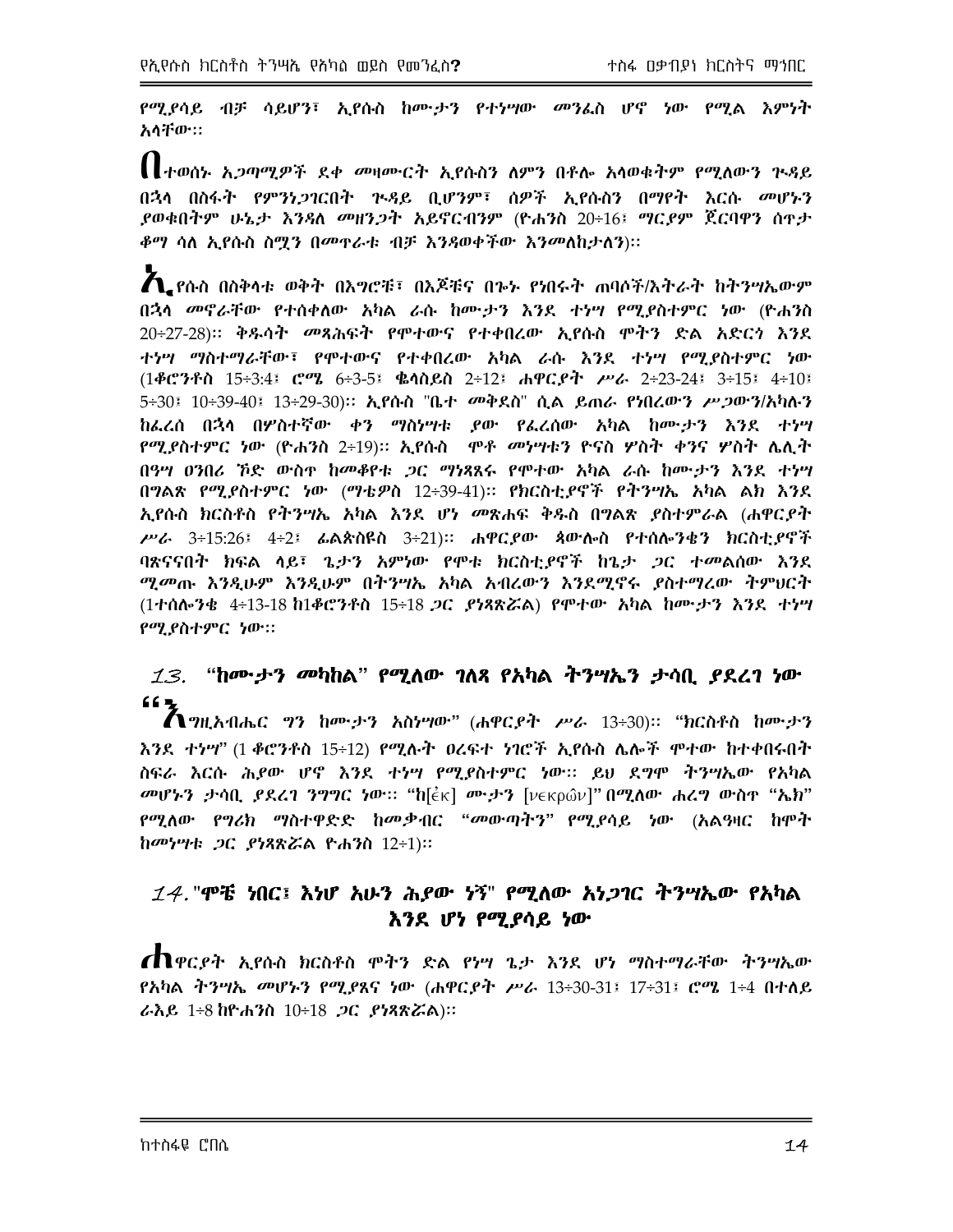የሚያሳይ ብቻ ሳይሆን፣ ኢየሱስ ከሙታን የተነሣው መንፈስ ሆኖ ነው የሚል እምነት አላቸው።

በተወሰኑ አጋጣሚዎች ደቀ መዛሙርት ኢየሱስን ለምን በቶሎ አላወቁትም የሚለውን ጉዳይ በኋላ በስፋት የምንነጋገርበት ጉዳይ ቢሆንም፣ ሰዎች ኢየሱስን በማየት እርሱ መሆኑን ያወቁበትም ሁኔታ እንዳለ መዘንጋት አይኖርብንም (ዮሐንስ 20፥16፤ ማርያም ጀርባዋን ሰጥታ ቆማ ሳለ ኢየሱስ ስሟን በመጥራቱ ብቻ እንዳወቀችው እንመለከታለን)።

ኢየሱስ በስቅላቱ ወቅት በእግሮቹ፣ በእጆቹና በጐኑ የነበሩት ጠባሶች/እትራት ከትንሣኤውም በኋላ መኖራቸው የተሰቀለው አካል ራሱ ከሙታን እንደ ተነሣ የሚያስተምር ነው (ዮሐንስ 20፥27-28)። ቅዱሳት መጻሕፍት የሞተውና የተቀበረው ኢየሱስ ሞትን ድል አድርጎ እንደ ተነሣ ማስተማራቸው፣ የሞተውና የተቀበረው አካል ራሱ እንደ ተነሣ የሚያስተምር ነው (1ቆሮንቶስ 15፥3፡4፤ ሮሜ 6፥3-5፤ ቈላስይስ 2፥12፤ ሐዋርያት ሥራ 2፥23-24፤ 3፥15፤ 4፥10፤ 5፥30፤ 10፥39-40፤ 13፥29-30)። ኢየሱስ "ቤተ መቅደስ" ሲል ይጠራ የነበረውን ሥጋውን/አካሉን ከፈረሰ በኋላ በሦስተኛው ቀን ማስነሣቱ ያው የፈረሰው አካል ከሙታን እንደ ተነሣ የሚያስተምር ነው (ዮሐንስ 2፥19)። ኢየሱስ ሞቶ መነሣቱን ዮናስ ሦስት ቀንና ሦስት ሌሊት በዓሣ ዐንበሪ ኾድ ውስጥ ከመቆየቱ ጋር ማነጻጸሩ የሞተው አካል ራሱ ከሙታን እንደ ተነሣ በግልጽ የሚያስተምር ነው (ማቴዎስ 12፥39-41)። የክርስቲያኖች የትንሣኤ አካል ልክ እንደ ኢየሱስ ክርስቶስ የትንሣኤ አካል እንደ ሆነ መጽሐፍ ቅዱስ በግልጽ ያስተምራል (ሐዋርያት ሥራ 3፥15:26፤ 4፥2፤ ፊልጵስዩስ 3፥21)። ሐዋርያው ጳውሎስ የተሰሎንቄን ክርስቲያኖች ባጽናናበት ክፍል ላይ፣ ጌታን አምነው የሞቱ ክርስቲያኖች ከጌታ ጋር ተመልሰው እንደ ሚመጡ እንዲሁም እንዲሁም በትንሣኤ አካል አብረውን እንደሚኖሩ ያስተማረው ትምህርት (1ተሰሎንቄ 4፥13-18 ከ1ቆሮንቶስ 15፥18 ጋር ያነጻጽሯል) የሞተው አካል ከሙታን እንደ ተነሣ የሚያስተምር ነው።

## 13. "ከሙታን መካከል" የሚለው ገለጻ የአካል ትንሣኤን ታሳቢ ያደረገ ነው

"እግዚአብሔር ግን ከሙታን አስነሣው" (ሐዋርያት ሥራ 13፥30)። "ክርስቶስ ከሙታን እንደ ተነሣ" (1 ቆሮንቶስ 15፥12) የሚሉት ዐረፍተ ነገሮች ኢየሱስ ሌሎች ሞተው ከተቀበሩበት ስፍራ እርሱ ሕያው ሆኖ እንደ ተነሣ የሚያስተምር ነው። ይህ ደግሞ ትንሣኤው የአካል መሆኑን ታሳቢ ያደረገ ንግግር ነው። "ከ[ἐκ] ሙታን [νεκρῶν]" በሚለው ሐረግ ውስጥ "ኤክ" የሚለው የግሪክ ማስተዋድድ ከመቃብር "መውጣትን" የሚያሳይ ነው (አልዓዛር ከሞት ከመነሣቱ ጋር ያነጻጽሯል ዮሐንስ 12፥1)።

## 14. "ሞቼ ነበር፤ እነሆ አሁን ሕያው ነኝ" የሚለው አነጋገር ትንሣኤው የአካል እንደ ሆነ የሚያሳይ ነው

ሐዋርያት ኢየሱስ ክርስቶስ ሞትን ድል የነሣ ጌታ እንደ ሆነ ማስተማራቸው ትንሣኤው የአካል ትንሣኤ መሆኑን የሚያጸና ነው (ሐዋርያት ሥራ 13፥30-31፤ 17፥31፤ ሮሜ 1፥4 በተለይ ራእይ 1፥8 ከዮሐንስ 10፥18 ጋር ያነጻጽሯል)።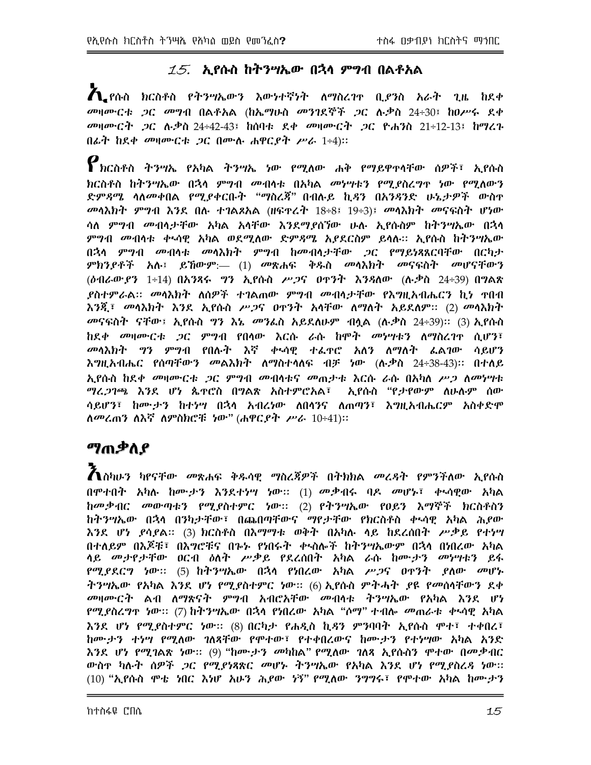## 15. ኢየሱስ ከትንሣኤው በኋላ ምግብ በልቶአል

ኢየሱስ ክርስቶስ የትንሣኤውን እውነተኛነት ለማስረገጥ ቢያንስ አራት ጊዜ ከደቀ መዛሙርቱ ጋር መግብ በልቶአል (ከኤማሁስ መንገደኞች ጋር ሉቃስ 24፥30፤ ከዐሥሩ ደቀ መዛሙርት ጋር ሉቃስ 24፥42-43፤ ከሰባቱ ደቀ መዛሙርት ጋር ዮሐንስ 21፥12-13፤ ከማረጉ በፊት ከደቀ መዛሙርቱ ጋር በሙሉ ሐዋርያት ሥራ 1፥4)።

የክርስቶስ ትንሣኤ የአካል ትንሣኤ ነው የሚለው ሐቅ የማይዋጥላቸው ሰዎች፣ ኢየሱስ ክርስቶስ ከትንሣኤው በኋላ ምግብ መብላቱ በአካል መነሣቱን የሚያስረግጥ ነው የሚለውን ድምዳሜ ሳለመቀበል የሚያቀርቡት "ማስረጃ" በብሉይ ኪዳን በአንዳንድ ሁኔታዎች ውስጥ መላእክት ምግብ እንደ በሉ ተገልጾአል (ዘፍጥረት 18፥8፤ 19፥3)፤ መላእክት መናፍስት ሆነው ሳለ ምግብ መብላታቸው አካል አላቸው እንደማያሰኘው ሁሉ ኢየሱስም ከትንሣኤው በኋላ ምግብ መብላቱ ቊሳዊ አካል ወደሚለው ድምዳሜ አያደርስም ይላሉ። ኢየሱስ ከትንሣኤው በኋላ ምግብ መብላቱ መላእክት ምግብ ከመብላታቸው ጋር የማይነጻጸርባቸው በርካታ ምክንያቶች አሉ፤ ይኸውም:— (1) መጽሐፍ ቅዱስ መላእክት መናፍስት መሆናቸውን (ዕብራውያን 1፥14) በአንጻሩ ግን ኢየሱስ ሥጋና ዐጥንት እንዳለው (ሉቃስ 24፥39) በግልጽ ያስተምራል። መላእክት ለሰዎች ተገልጠው ምግብ መብላታቸው የእግዚአብሔርን ኪነ ጥበብ እንጂ፣ መላእክት እንደ ኢየሱስ ሥጋና ዐጥንት አላቸው ለማለት አይደለም። (2) መላእክት መናፍስት ናቸው፤ ኢየሱስ ግን እኔ መንፈስ አይደለሁም ብሏል (ሉቃስ 24፥39)። (3) ኢየሱስ ከደቀ መዛሙርቱ ጋር ምግብ የበላው እርሱ ራሱ ከሞት መነሣቱን ለማስረገጥ ሲሆን፣ መላእክት ግን ምግብ የበሉት እኛ ቊሳዊ ተፈጥሮ አለን ለማለት ፈልገው ሳይሆን እግዚአብሔር የሰጣቸውን መልእክት ለማስተላለፍ ብቻ ነው (ሉቃስ 24፥38-43)። በተለይ ኢየሱስ ከደቀ መዛሙርቱ ጋር ምግብ መብላቱና መጠታቱ እርሱ ራሱ በአካለ ሥጋ ለመነሣቱ ማረጋገጫ እንደ ሆነ ጴጥሮስ በግልጽ አስተምሮአል፣ ኢየሱስ "የታየውም ለሁሉም ሰው ሳይሆን፣ ከሙታን ከተነሣ በኋላ አብረነው ለበላንና ለጠጣን፣ እግዚአብሔርም አስቀድሞ ለመረጠን ለእኛ ለምስክሮቹ ነው" (ሐዋርያት ሥራ 10፥41)።

# ማጠቃለያ

እስካሁን ካየናቸው መጽሐፍ ቅዱሳዊ ማስረጃዎች በትክክል መረዳት የምንችለው ኢየሱስ በሞተበት አካሉ ከሙታን እንደተነሣ ነው። (1) መቃብሩ ባዶ መሆኑ፣ ቊሳዊው አካል ከመቃብር መውጣቱን የሚያስተምር ነው። (2) የትንሣኤው የዐይን እማኞች ክርስቶስን ከትንሣኤው በኋላ በንካታቸው፣ በጨበጣቸውና ማየታቸው የክርስቶስ ቊሳዊ አካል ሕያው እንደ ሆነ ያሳያል። (3) ክርስቶስ በእማማቱ ወቅት በአካሉ ላይ ከደረሰበት ሥቃይ የተነሣ በተለይም በእጆቹ፣ በእግሮቹና በጐኑ የነበሩት ቊስሎች ከትንሣኤውም በኋላ በነበረው አካል ላይ መታየታቸው ዐርብ ዕለት ሥቃይ የደረሰበት አካል ራሱ ከሙታን መነሣቱን ይፋ የሚያደርግ ነው። (5) ከትንሣኤው በኋላ የነበረው አካል ሥጋና ዐጥንት ያለው መሆኑ ትንሣኤው የአካል እንደ ሆነ የሚያስተምር ነው። (6) ኢየሱስ ምትሓት ያዩ የመሰላቸውን ደቀ መዛሙርት ልብ ለማጽናት ምግብ አብሮአቸው መብላቱ ትንሣኤው የአካል እንደ ሆነ የሚያስረግጥ ነው። (7) ከትንሣኤው በኋላ የነበረው አካል "ሰማ" ተብሎ መጠራቱ ቊሳዊ አካል እንደ ሆነ የሚያስተምር ነው። (8) በርካታ የሐዲስ ኪዳን ምንባባት ኢየሱስ ሞተ፣ ተቀበረ፣ ከሙታን ተነሣ የሚለው ገለጻቸው የሞተው፣ የተቀበረውና ከሙታን የተነሣው አካል አንድ እንደ ሆነ የሚገልጽ ነው። (9) "ከሙታን መካከል" የሚለው ገለጻ ኢየሱስን ሞተው በመቃብር ውስጥ ካሉት ሰዎች ጋር የሚያነጻጽር መሆኑ ትንሣኤው የአካል እንደ ሆነ የሚያስረዳ ነው። (10) "ኢየሱስ ሞቼ ነበር እነሆ አሁን ሕያው ነኝ" የሚለው ንግግሩ፣ የሞተው አካል ከሙታን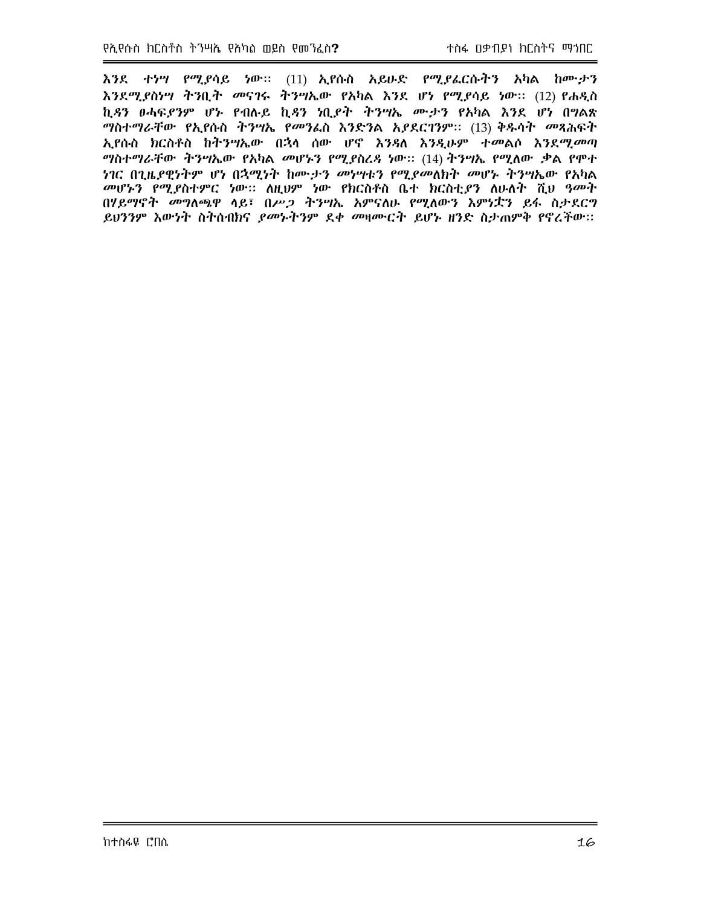*እንደ ተነሣ የሚያሳይ ነው፡፡* (11) *ኢየሱስ አይሁድ የሚያፈርሱትን አካል ከሙታን እንደሚያስነሣ ትንቢት መናገሩ ትንሣኤው የአካል እንደ ሆነ የሚያሳይ ነው፡፡* (12) *የሐዲስ ኪዳን ፀሓፍያንም ሆኑ የብሉይ ኪዳን ነቢያት ትንሣኤ ሙታን የአካል እንደ ሆነ በግልጽ ማስተማራቸው የኢየሱስ ትንሣኤ የመንፈስ እንድንል አያደርገንም፡፡* (13) *ቅዱሳት መጻሕፍት ኢየሱስ ክርስቶስ ከትንሣኤው በኋላ ሰው ሆኖ እንዳለ እንዲሁም ተመልሶ እንደሚመጣ ማስተማራቸው ትንሣኤው የአካል መሆኑን የሚያስረዳ ነው፡፡* (14) *ትንሣኤ የሚለው ቃል የሞተ ነገር በጊዜያዊነትም ሆነ በኋሚነት ከሙታን መነሣቱን የሚያመለክት መሆኑ ትንሣኤው የአካል መሆኑን የሚያስተምር ነው፡፡ ለዚህም ነው የክርስቶስ ቤተ ክርስቲያን ለሁለት ሺህ ዓመት በሃይማኖት መግለጫዋ ላይ፣ በሥጋ ትንሣኤ አምናለሁ የሚለውን እምነቷን ይፋ ስታደርግ ይህንንም እውነት ስትሰብክና ያመኑትንም ደቀ መዛሙርት ይሆኑ ዘንድ ስታጠምቅ የኖረችው፡፡*